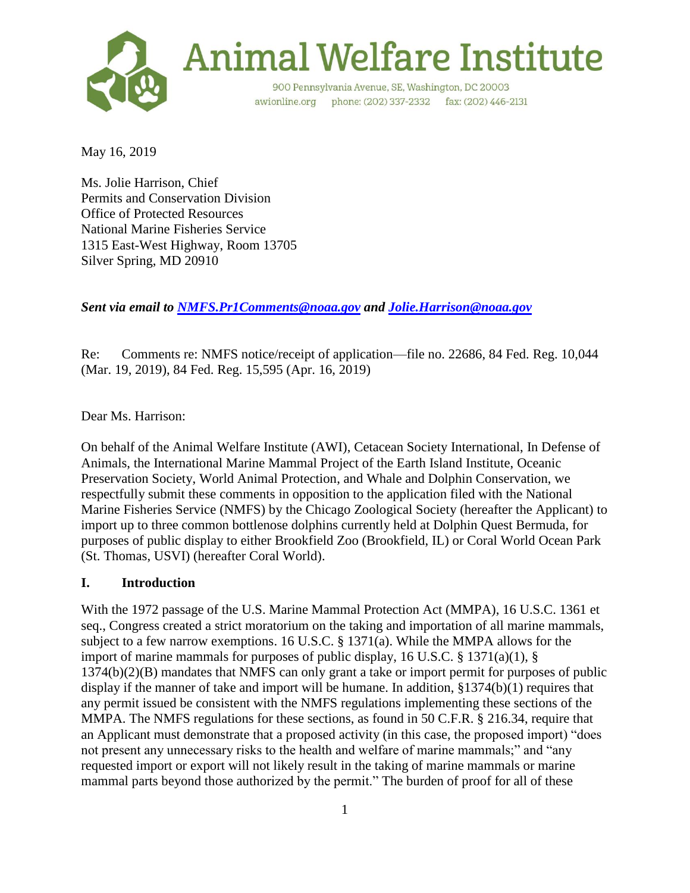# Animal Welfare Institute

900 Pennsylvania Avenue, SE, Washington, DC 20003
awionline.org phone: (202) 337-2332 fax: (202) 446-2131

May 16, 2019

Ms. Jolie Harrison, Chief
Permits and Conservation Division
Office of Protected Resources
National Marine Fisheries Service
1315 East-West Highway, Room 13705
Silver Spring, MD 20910

***Sent via email to [NMFS.Pr1Comments@noaa.gov](mailto:NMFS.Pr1Comments@noaa.gov) and [Jolie.Harrison@noaa.gov](mailto:Jolie.Harrison@noaa.gov)***

Re: Comments re: NMFS notice/receipt of application—file no. 22686, 84 Fed. Reg. 10,044 (Mar. 19, 2019), 84 Fed. Reg. 15,595 (Apr. 16, 2019)

Dear Ms. Harrison:

On behalf of the Animal Welfare Institute (AWI), Cetacean Society International, In Defense of Animals, the International Marine Mammal Project of the Earth Island Institute, Oceanic Preservation Society, World Animal Protection, and Whale and Dolphin Conservation, we respectfully submit these comments in opposition to the application filed with the National Marine Fisheries Service (NMFS) by the Chicago Zoological Society (hereafter the Applicant) to import up to three common bottlenose dolphins currently held at Dolphin Quest Bermuda, for purposes of public display to either Brookfield Zoo (Brookfield, IL) or Coral World Ocean Park (St. Thomas, USVI) (hereafter Coral World).

## I. Introduction

With the 1972 passage of the U.S. Marine Mammal Protection Act (MMPA), 16 U.S.C. 1361 et seq., Congress created a strict moratorium on the taking and importation of all marine mammals, subject to a few narrow exemptions. 16 U.S.C. § 1371(a). While the MMPA allows for the import of marine mammals for purposes of public display, 16 U.S.C. § 1371(a)(1), § 1374(b)(2)(B) mandates that NMFS can only grant a take or import permit for purposes of public display if the manner of take and import will be humane. In addition, §1374(b)(1) requires that any permit issued be consistent with the NMFS regulations implementing these sections of the MMPA. The NMFS regulations for these sections, as found in 50 C.F.R. § 216.34, require that an Applicant must demonstrate that a proposed activity (in this case, the proposed import) "does not present any unnecessary risks to the health and welfare of marine mammals;" and "any requested import or export will not likely result in the taking of marine mammals or marine mammal parts beyond those authorized by the permit." The burden of proof for all of these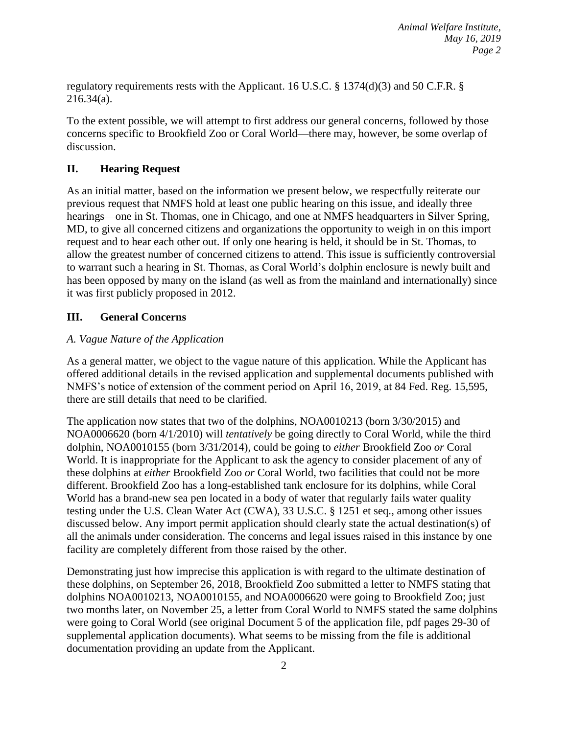regulatory requirements rests with the Applicant. 16 U.S.C. § 1374(d)(3) and 50 C.F.R. § 216.34(a).

To the extent possible, we will attempt to first address our general concerns, followed by those concerns specific to Brookfield Zoo or Coral World—there may, however, be some overlap of discussion.

## II. Hearing Request

As an initial matter, based on the information we present below, we respectfully reiterate our previous request that NMFS hold at least one public hearing on this issue, and ideally three hearings—one in St. Thomas, one in Chicago, and one at NMFS headquarters in Silver Spring, MD, to give all concerned citizens and organizations the opportunity to weigh in on this import request and to hear each other out. If only one hearing is held, it should be in St. Thomas, to allow the greatest number of concerned citizens to attend. This issue is sufficiently controversial to warrant such a hearing in St. Thomas, as Coral World's dolphin enclosure is newly built and has been opposed by many on the island (as well as from the mainland and internationally) since it was first publicly proposed in 2012.

## III. General Concerns

### *A. Vague Nature of the Application*

As a general matter, we object to the vague nature of this application. While the Applicant has offered additional details in the revised application and supplemental documents published with NMFS's notice of extension of the comment period on April 16, 2019, at 84 Fed. Reg. 15,595, there are still details that need to be clarified.

The application now states that two of the dolphins, NOA0010213 (born 3/30/2015) and NOA0006620 (born 4/1/2010) will *tentatively* be going directly to Coral World, while the third dolphin, NOA0010155 (born 3/31/2014), could be going to *either* Brookfield Zoo *or* Coral World. It is inappropriate for the Applicant to ask the agency to consider placement of any of these dolphins at *either* Brookfield Zoo *or* Coral World, two facilities that could not be more different. Brookfield Zoo has a long-established tank enclosure for its dolphins, while Coral World has a brand-new sea pen located in a body of water that regularly fails water quality testing under the U.S. Clean Water Act (CWA), 33 U.S.C. § 1251 et seq., among other issues discussed below. Any import permit application should clearly state the actual destination(s) of all the animals under consideration. The concerns and legal issues raised in this instance by one facility are completely different from those raised by the other.

Demonstrating just how imprecise this application is with regard to the ultimate destination of these dolphins, on September 26, 2018, Brookfield Zoo submitted a letter to NMFS stating that dolphins NOA0010213, NOA0010155, and NOA0006620 were going to Brookfield Zoo; just two months later, on November 25, a letter from Coral World to NMFS stated the same dolphins were going to Coral World (see original Document 5 of the application file, pdf pages 29-30 of supplemental application documents). What seems to be missing from the file is additional documentation providing an update from the Applicant.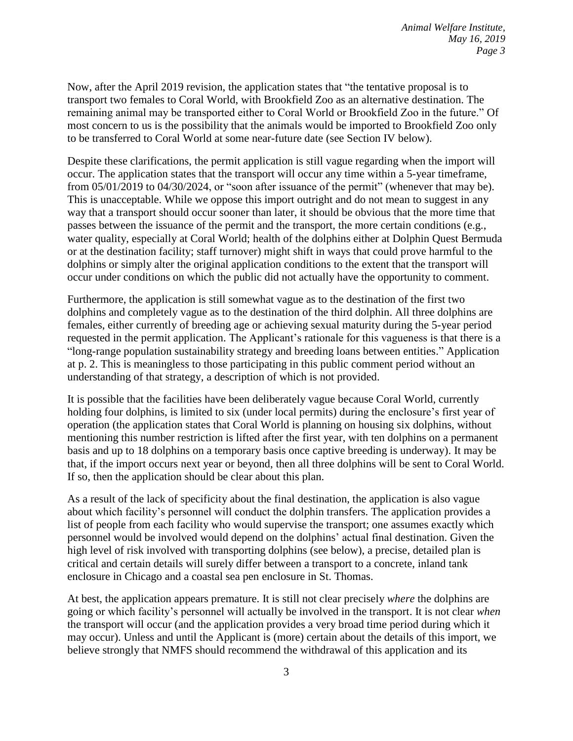Now, after the April 2019 revision, the application states that "the tentative proposal is to transport two females to Coral World, with Brookfield Zoo as an alternative destination. The remaining animal may be transported either to Coral World or Brookfield Zoo in the future." Of most concern to us is the possibility that the animals would be imported to Brookfield Zoo only to be transferred to Coral World at some near-future date (see Section IV below).

Despite these clarifications, the permit application is still vague regarding when the import will occur. The application states that the transport will occur any time within a 5-year timeframe, from 05/01/2019 to 04/30/2024, or "soon after issuance of the permit" (whenever that may be). This is unacceptable. While we oppose this import outright and do not mean to suggest in any way that a transport should occur sooner than later, it should be obvious that the more time that passes between the issuance of the permit and the transport, the more certain conditions (e.g., water quality, especially at Coral World; health of the dolphins either at Dolphin Quest Bermuda or at the destination facility; staff turnover) might shift in ways that could prove harmful to the dolphins or simply alter the original application conditions to the extent that the transport will occur under conditions on which the public did not actually have the opportunity to comment.

Furthermore, the application is still somewhat vague as to the destination of the first two dolphins and completely vague as to the destination of the third dolphin. All three dolphins are females, either currently of breeding age or achieving sexual maturity during the 5-year period requested in the permit application. The Applicant's rationale for this vagueness is that there is a "long-range population sustainability strategy and breeding loans between entities." Application at p. 2. This is meaningless to those participating in this public comment period without an understanding of that strategy, a description of which is not provided.

It is possible that the facilities have been deliberately vague because Coral World, currently holding four dolphins, is limited to six (under local permits) during the enclosure's first year of operation (the application states that Coral World is planning on housing six dolphins, without mentioning this number restriction is lifted after the first year, with ten dolphins on a permanent basis and up to 18 dolphins on a temporary basis once captive breeding is underway). It may be that, if the import occurs next year or beyond, then all three dolphins will be sent to Coral World. If so, then the application should be clear about this plan.

As a result of the lack of specificity about the final destination, the application is also vague about which facility's personnel will conduct the dolphin transfers. The application provides a list of people from each facility who would supervise the transport; one assumes exactly which personnel would be involved would depend on the dolphins' actual final destination. Given the high level of risk involved with transporting dolphins (see below), a precise, detailed plan is critical and certain details will surely differ between a transport to a concrete, inland tank enclosure in Chicago and a coastal sea pen enclosure in St. Thomas.

At best, the application appears premature. It is still not clear precisely *where* the dolphins are going or which facility's personnel will actually be involved in the transport. It is not clear *when* the transport will occur (and the application provides a very broad time period during which it may occur). Unless and until the Applicant is (more) certain about the details of this import, we believe strongly that NMFS should recommend the withdrawal of this application and its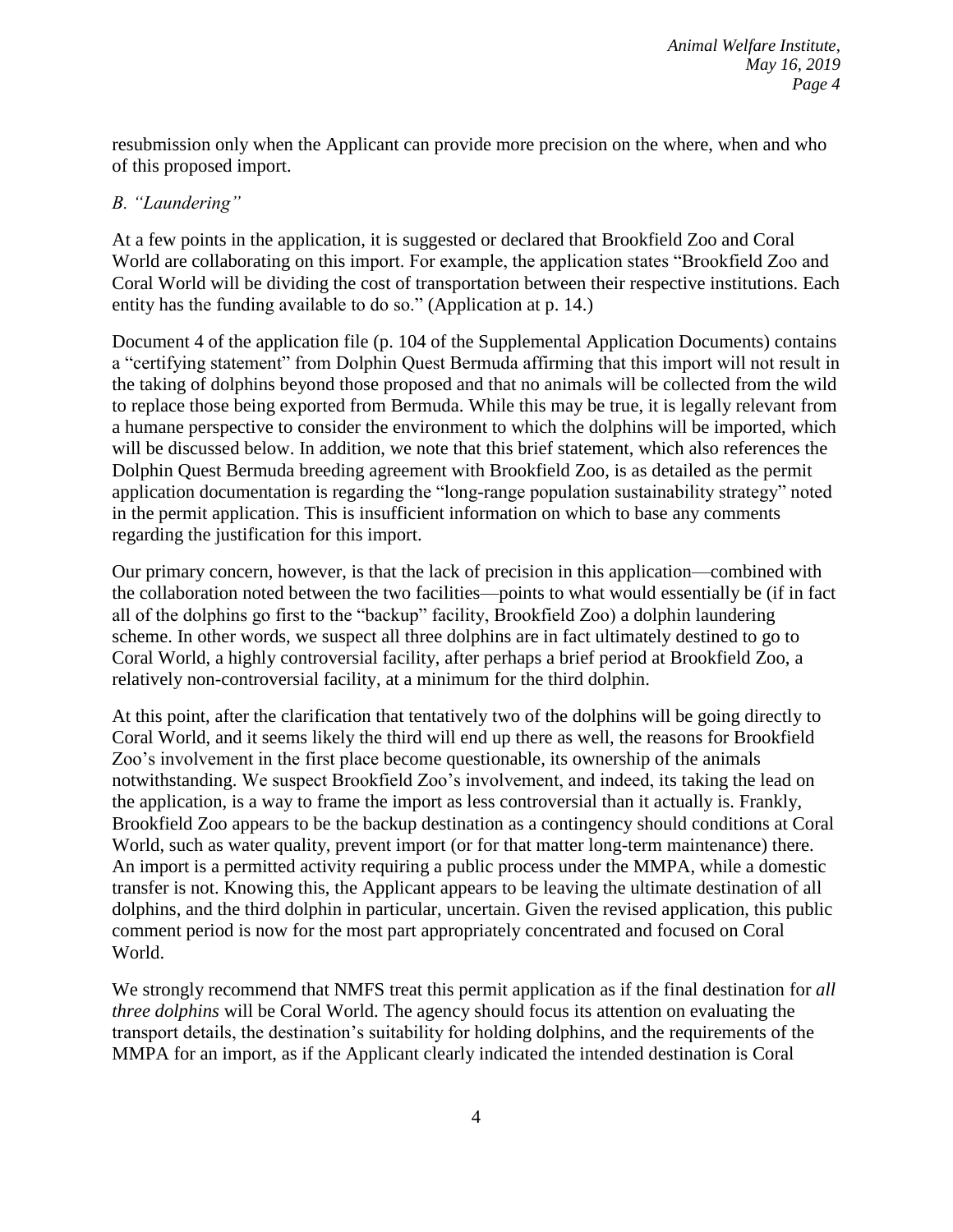resubmission only when the Applicant can provide more precision on the where, when and who of this proposed import.

*B. "Laundering"*

At a few points in the application, it is suggested or declared that Brookfield Zoo and Coral World are collaborating on this import. For example, the application states "Brookfield Zoo and Coral World will be dividing the cost of transportation between their respective institutions. Each entity has the funding available to do so." (Application at p. 14.)

Document 4 of the application file (p. 104 of the Supplemental Application Documents) contains a "certifying statement" from Dolphin Quest Bermuda affirming that this import will not result in the taking of dolphins beyond those proposed and that no animals will be collected from the wild to replace those being exported from Bermuda. While this may be true, it is legally relevant from a humane perspective to consider the environment to which the dolphins will be imported, which will be discussed below. In addition, we note that this brief statement, which also references the Dolphin Quest Bermuda breeding agreement with Brookfield Zoo, is as detailed as the permit application documentation is regarding the "long-range population sustainability strategy" noted in the permit application. This is insufficient information on which to base any comments regarding the justification for this import.

Our primary concern, however, is that the lack of precision in this application—combined with the collaboration noted between the two facilities—points to what would essentially be (if in fact all of the dolphins go first to the "backup" facility, Brookfield Zoo) a dolphin laundering scheme. In other words, we suspect all three dolphins are in fact ultimately destined to go to Coral World, a highly controversial facility, after perhaps a brief period at Brookfield Zoo, a relatively non-controversial facility, at a minimum for the third dolphin.

At this point, after the clarification that tentatively two of the dolphins will be going directly to Coral World, and it seems likely the third will end up there as well, the reasons for Brookfield Zoo's involvement in the first place become questionable, its ownership of the animals notwithstanding. We suspect Brookfield Zoo's involvement, and indeed, its taking the lead on the application, is a way to frame the import as less controversial than it actually is. Frankly, Brookfield Zoo appears to be the backup destination as a contingency should conditions at Coral World, such as water quality, prevent import (or for that matter long-term maintenance) there. An import is a permitted activity requiring a public process under the MMPA, while a domestic transfer is not. Knowing this, the Applicant appears to be leaving the ultimate destination of all dolphins, and the third dolphin in particular, uncertain. Given the revised application, this public comment period is now for the most part appropriately concentrated and focused on Coral World.

We strongly recommend that NMFS treat this permit application as if the final destination for *all three dolphins* will be Coral World. The agency should focus its attention on evaluating the transport details, the destination's suitability for holding dolphins, and the requirements of the MMPA for an import, as if the Applicant clearly indicated the intended destination is Coral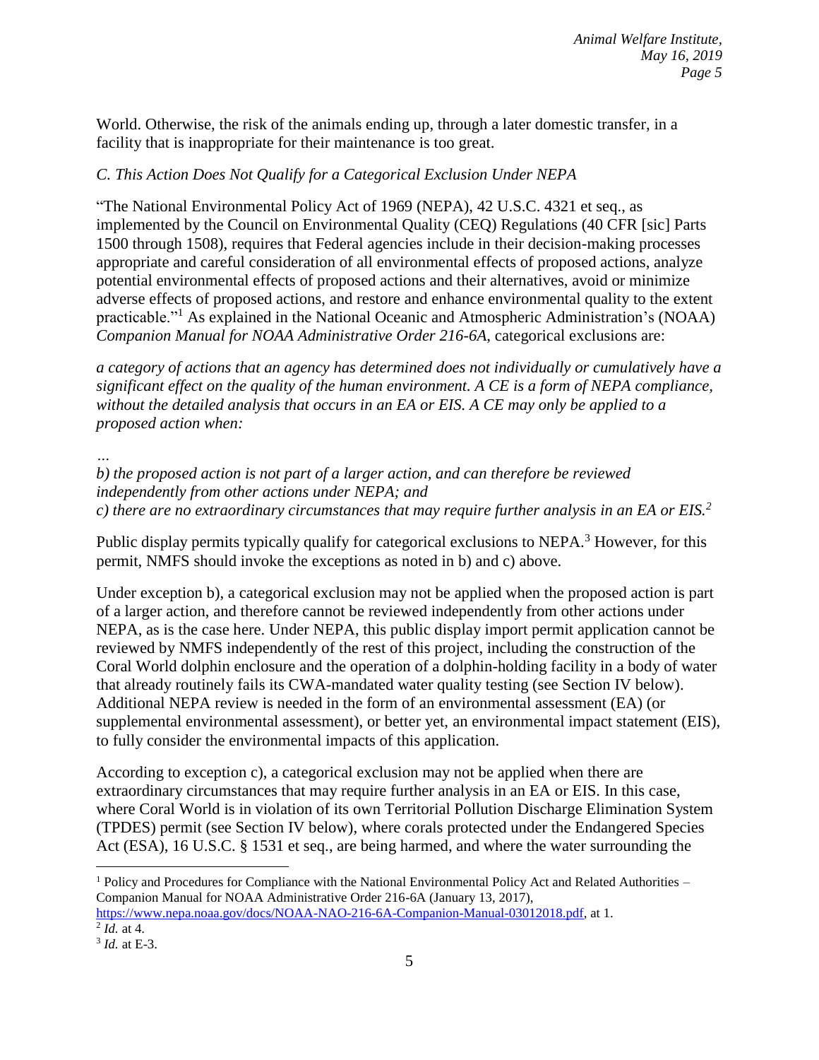World. Otherwise, the risk of the animals ending up, through a later domestic transfer, in a facility that is inappropriate for their maintenance is too great.

*C. This Action Does Not Qualify for a Categorical Exclusion Under NEPA*

"The National Environmental Policy Act of 1969 (NEPA), 42 U.S.C. 4321 et seq., as implemented by the Council on Environmental Quality (CEQ) Regulations (40 CFR [sic] Parts 1500 through 1508), requires that Federal agencies include in their decision-making processes appropriate and careful consideration of all environmental effects of proposed actions, analyze potential environmental effects of proposed actions and their alternatives, avoid or minimize adverse effects of proposed actions, and restore and enhance environmental quality to the extent practicable."[1] As explained in the National Oceanic and Atmospheric Administration's (NOAA) *Companion Manual for NOAA Administrative Order 216-6A*, categorical exclusions are:

*a category of actions that an agency has determined does not individually or cumulatively have a significant effect on the quality of the human environment. A CE is a form of NEPA compliance, without the detailed analysis that occurs in an EA or EIS. A CE may only be applied to a proposed action when:*

*…*

*b) the proposed action is not part of a larger action, and can therefore be reviewed independently from other actions under NEPA; and*
*c) there are no extraordinary circumstances that may require further analysis in an EA or EIS.*[2]

Public display permits typically qualify for categorical exclusions to NEPA.[3] However, for this permit, NMFS should invoke the exceptions as noted in b) and c) above.

Under exception b), a categorical exclusion may not be applied when the proposed action is part of a larger action, and therefore cannot be reviewed independently from other actions under NEPA, as is the case here. Under NEPA, this public display import permit application cannot be reviewed by NMFS independently of the rest of this project, including the construction of the Coral World dolphin enclosure and the operation of a dolphin-holding facility in a body of water that already routinely fails its CWA-mandated water quality testing (see Section IV below). Additional NEPA review is needed in the form of an environmental assessment (EA) (or supplemental environmental assessment), or better yet, an environmental impact statement (EIS), to fully consider the environmental impacts of this application.

According to exception c), a categorical exclusion may not be applied when there are extraordinary circumstances that may require further analysis in an EA or EIS. In this case, where Coral World is in violation of its own Territorial Pollution Discharge Elimination System (TPDES) permit (see Section IV below), where corals protected under the Endangered Species Act (ESA), 16 U.S.C. § 1531 et seq., are being harmed, and where the water surrounding the

---

[1] Policy and Procedures for Compliance with the National Environmental Policy Act and Related Authorities – Companion Manual for NOAA Administrative Order 216-6A (January 13, 2017), https://www.nepa.noaa.gov/docs/NOAA-NAO-216-6A-Companion-Manual-03012018.pdf, at 1.

[2] *Id.* at 4.

[3] *Id.* at E-3.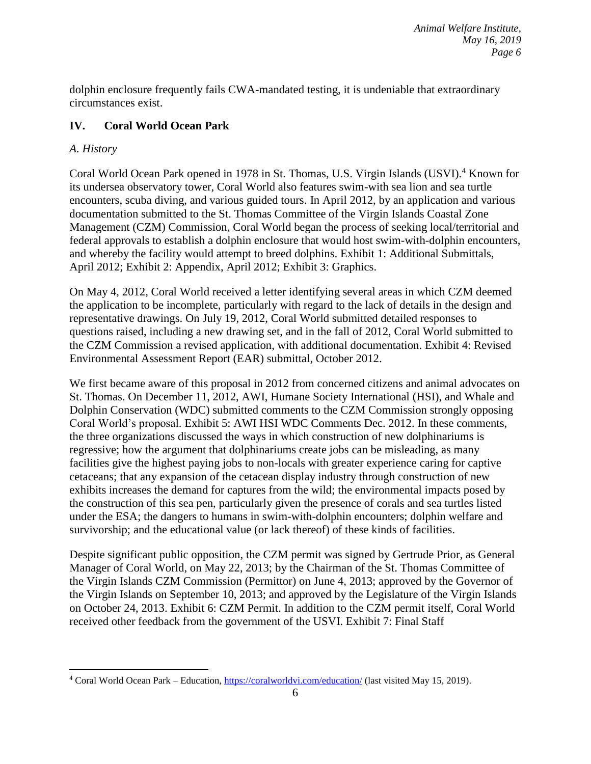dolphin enclosure frequently fails CWA-mandated testing, it is undeniable that extraordinary circumstances exist.

## IV. Coral World Ocean Park

### *A. History*

Coral World Ocean Park opened in 1978 in St. Thomas, U.S. Virgin Islands (USVI).[4] Known for its undersea observatory tower, Coral World also features swim-with sea lion and sea turtle encounters, scuba diving, and various guided tours. In April 2012, by an application and various documentation submitted to the St. Thomas Committee of the Virgin Islands Coastal Zone Management (CZM) Commission, Coral World began the process of seeking local/territorial and federal approvals to establish a dolphin enclosure that would host swim-with-dolphin encounters, and whereby the facility would attempt to breed dolphins. Exhibit 1: Additional Submittals, April 2012; Exhibit 2: Appendix, April 2012; Exhibit 3: Graphics.

On May 4, 2012, Coral World received a letter identifying several areas in which CZM deemed the application to be incomplete, particularly with regard to the lack of details in the design and representative drawings. On July 19, 2012, Coral World submitted detailed responses to questions raised, including a new drawing set, and in the fall of 2012, Coral World submitted to the CZM Commission a revised application, with additional documentation. Exhibit 4: Revised Environmental Assessment Report (EAR) submittal, October 2012.

We first became aware of this proposal in 2012 from concerned citizens and animal advocates on St. Thomas. On December 11, 2012, AWI, Humane Society International (HSI), and Whale and Dolphin Conservation (WDC) submitted comments to the CZM Commission strongly opposing Coral World's proposal. Exhibit 5: AWI HSI WDC Comments Dec. 2012. In these comments, the three organizations discussed the ways in which construction of new dolphinariums is regressive; how the argument that dolphinariums create jobs can be misleading, as many facilities give the highest paying jobs to non-locals with greater experience caring for captive cetaceans; that any expansion of the cetacean display industry through construction of new exhibits increases the demand for captures from the wild; the environmental impacts posed by the construction of this sea pen, particularly given the presence of corals and sea turtles listed under the ESA; the dangers to humans in swim-with-dolphin encounters; dolphin welfare and survivorship; and the educational value (or lack thereof) of these kinds of facilities.

Despite significant public opposition, the CZM permit was signed by Gertrude Prior, as General Manager of Coral World, on May 22, 2013; by the Chairman of the St. Thomas Committee of the Virgin Islands CZM Commission (Permittor) on June 4, 2013; approved by the Governor of the Virgin Islands on September 10, 2013; and approved by the Legislature of the Virgin Islands on October 24, 2013. Exhibit 6: CZM Permit. In addition to the CZM permit itself, Coral World received other feedback from the government of the USVI. Exhibit 7: Final Staff

---

[4] Coral World Ocean Park – Education, https://coralworldvi.com/education/ (last visited May 15, 2019).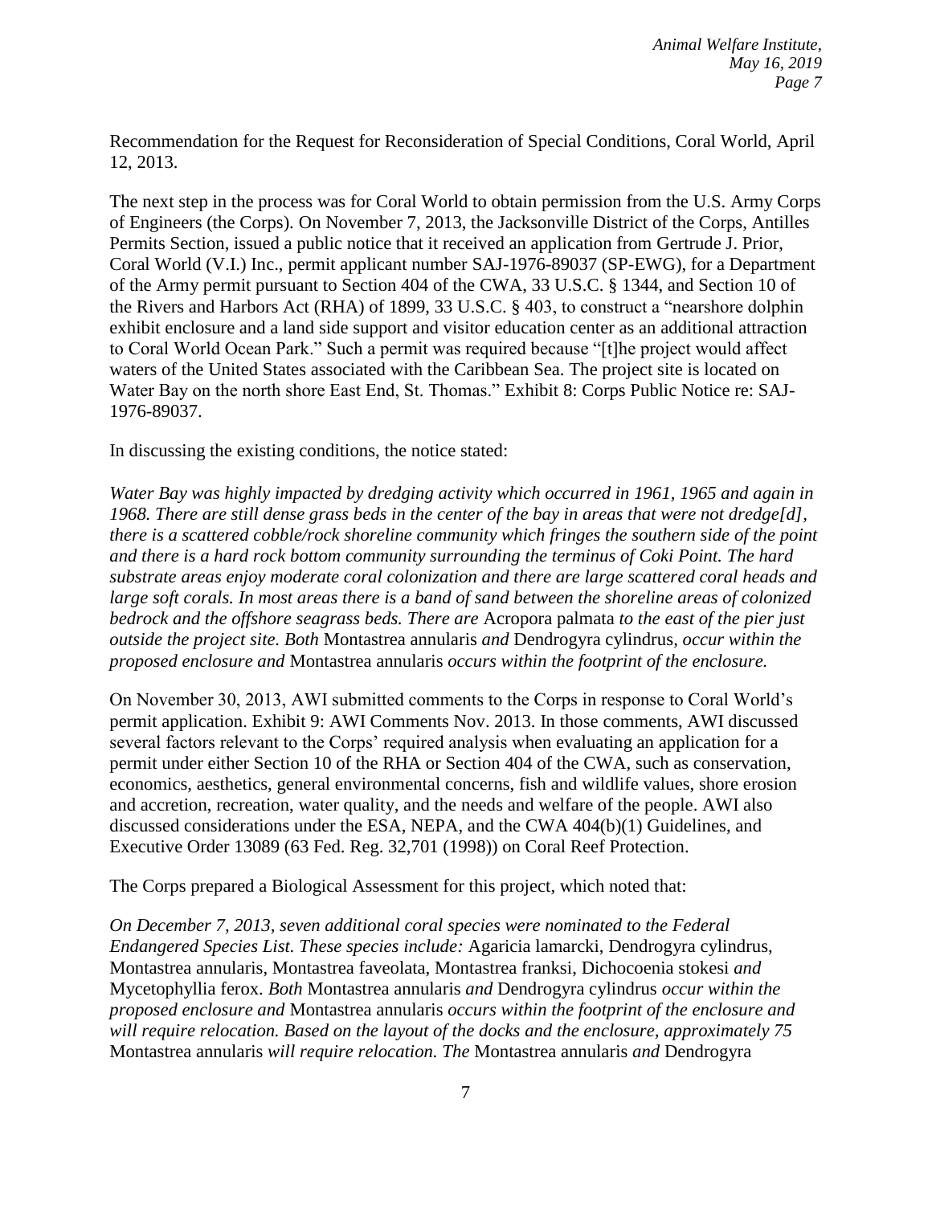Recommendation for the Request for Reconsideration of Special Conditions, Coral World, April 12, 2013.

The next step in the process was for Coral World to obtain permission from the U.S. Army Corps of Engineers (the Corps). On November 7, 2013, the Jacksonville District of the Corps, Antilles Permits Section, issued a public notice that it received an application from Gertrude J. Prior, Coral World (V.I.) Inc., permit applicant number SAJ-1976-89037 (SP-EWG), for a Department of the Army permit pursuant to Section 404 of the CWA, 33 U.S.C. § 1344, and Section 10 of the Rivers and Harbors Act (RHA) of 1899, 33 U.S.C. § 403, to construct a "nearshore dolphin exhibit enclosure and a land side support and visitor education center as an additional attraction to Coral World Ocean Park." Such a permit was required because "[t]he project would affect waters of the United States associated with the Caribbean Sea. The project site is located on Water Bay on the north shore East End, St. Thomas." Exhibit 8: Corps Public Notice re: SAJ-1976-89037.

In discussing the existing conditions, the notice stated:

*Water Bay was highly impacted by dredging activity which occurred in 1961, 1965 and again in 1968. There are still dense grass beds in the center of the bay in areas that were not dredge[d], there is a scattered cobble/rock shoreline community which fringes the southern side of the point and there is a hard rock bottom community surrounding the terminus of Coki Point. The hard substrate areas enjoy moderate coral colonization and there are large scattered coral heads and large soft corals. In most areas there is a band of sand between the shoreline areas of colonized bedrock and the offshore seagrass beds. There are* Acropora palmata *to the east of the pier just outside the project site. Both* Montastrea annularis *and* Dendrogyra cylindrus*, occur within the proposed enclosure and* Montastrea annularis *occurs within the footprint of the enclosure.*

On November 30, 2013, AWI submitted comments to the Corps in response to Coral World's permit application. Exhibit 9: AWI Comments Nov. 2013. In those comments, AWI discussed several factors relevant to the Corps' required analysis when evaluating an application for a permit under either Section 10 of the RHA or Section 404 of the CWA, such as conservation, economics, aesthetics, general environmental concerns, fish and wildlife values, shore erosion and accretion, recreation, water quality, and the needs and welfare of the people. AWI also discussed considerations under the ESA, NEPA, and the CWA 404(b)(1) Guidelines, and Executive Order 13089 (63 Fed. Reg. 32,701 (1998)) on Coral Reef Protection.

The Corps prepared a Biological Assessment for this project, which noted that:

*On December 7, 2013, seven additional coral species were nominated to the Federal Endangered Species List. These species include:* Agaricia lamarcki, Dendrogyra cylindrus, Montastrea annularis, Montastrea faveolata, Montastrea franksi, Dichocoenia stokesi *and* Mycetophyllia ferox. *Both* Montastrea annularis *and* Dendrogyra cylindrus *occur within the proposed enclosure and* Montastrea annularis *occurs within the footprint of the enclosure and will require relocation. Based on the layout of the docks and the enclosure, approximately 75* Montastrea annularis *will require relocation. The* Montastrea annularis *and* Dendrogyra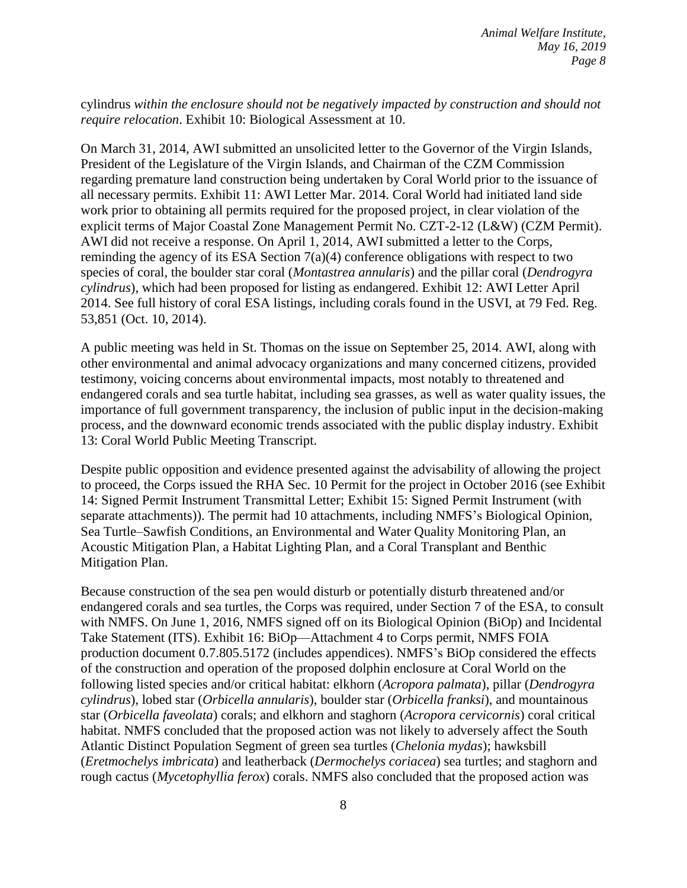cylindrus *within the enclosure should not be negatively impacted by construction and should not require relocation*. Exhibit 10: Biological Assessment at 10.

On March 31, 2014, AWI submitted an unsolicited letter to the Governor of the Virgin Islands, President of the Legislature of the Virgin Islands, and Chairman of the CZM Commission regarding premature land construction being undertaken by Coral World prior to the issuance of all necessary permits. Exhibit 11: AWI Letter Mar. 2014. Coral World had initiated land side work prior to obtaining all permits required for the proposed project, in clear violation of the explicit terms of Major Coastal Zone Management Permit No. CZT-2-12 (L&W) (CZM Permit). AWI did not receive a response. On April 1, 2014, AWI submitted a letter to the Corps, reminding the agency of its ESA Section 7(a)(4) conference obligations with respect to two species of coral, the boulder star coral (*Montastrea annularis*) and the pillar coral (*Dendrogyra cylindrus*), which had been proposed for listing as endangered. Exhibit 12: AWI Letter April 2014. See full history of coral ESA listings, including corals found in the USVI, at 79 Fed. Reg. 53,851 (Oct. 10, 2014).

A public meeting was held in St. Thomas on the issue on September 25, 2014. AWI, along with other environmental and animal advocacy organizations and many concerned citizens, provided testimony, voicing concerns about environmental impacts, most notably to threatened and endangered corals and sea turtle habitat, including sea grasses, as well as water quality issues, the importance of full government transparency, the inclusion of public input in the decision-making process, and the downward economic trends associated with the public display industry. Exhibit 13: Coral World Public Meeting Transcript.

Despite public opposition and evidence presented against the advisability of allowing the project to proceed, the Corps issued the RHA Sec. 10 Permit for the project in October 2016 (see Exhibit 14: Signed Permit Instrument Transmittal Letter; Exhibit 15: Signed Permit Instrument (with separate attachments)). The permit had 10 attachments, including NMFS's Biological Opinion, Sea Turtle–Sawfish Conditions, an Environmental and Water Quality Monitoring Plan, an Acoustic Mitigation Plan, a Habitat Lighting Plan, and a Coral Transplant and Benthic Mitigation Plan.

Because construction of the sea pen would disturb or potentially disturb threatened and/or endangered corals and sea turtles, the Corps was required, under Section 7 of the ESA, to consult with NMFS. On June 1, 2016, NMFS signed off on its Biological Opinion (BiOp) and Incidental Take Statement (ITS). Exhibit 16: BiOp—Attachment 4 to Corps permit, NMFS FOIA production document 0.7.805.5172 (includes appendices). NMFS's BiOp considered the effects of the construction and operation of the proposed dolphin enclosure at Coral World on the following listed species and/or critical habitat: elkhorn (*Acropora palmata*), pillar (*Dendrogyra cylindrus*), lobed star (*Orbicella annularis*), boulder star (*Orbicella franksi*), and mountainous star (*Orbicella faveolata*) corals; and elkhorn and staghorn (*Acropora cervicornis*) coral critical habitat. NMFS concluded that the proposed action was not likely to adversely affect the South Atlantic Distinct Population Segment of green sea turtles (*Chelonia mydas*); hawksbill (*Eretmochelys imbricata*) and leatherback (*Dermochelys coriacea*) sea turtles; and staghorn and rough cactus (*Mycetophyllia ferox*) corals. NMFS also concluded that the proposed action was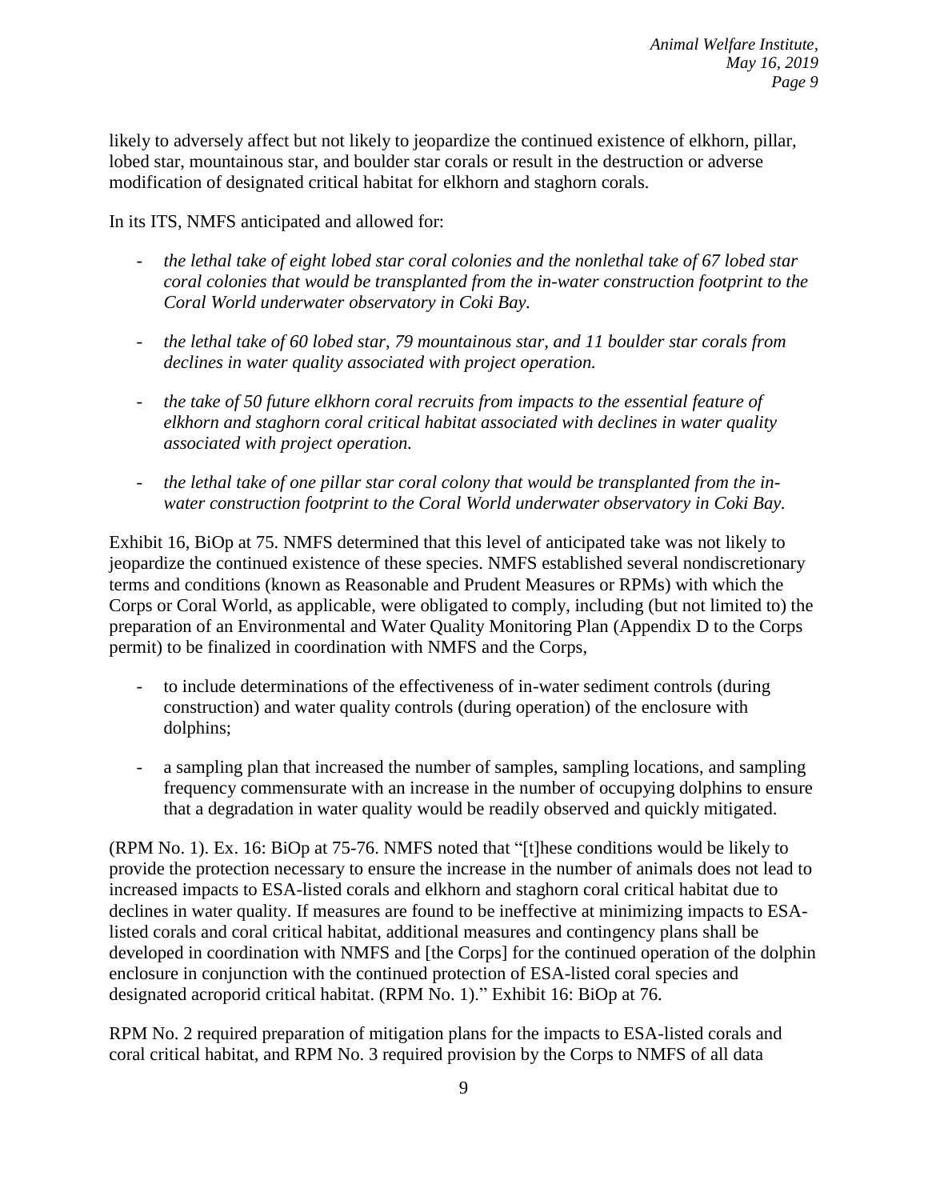likely to adversely affect but not likely to jeopardize the continued existence of elkhorn, pillar, lobed star, mountainous star, and boulder star corals or result in the destruction or adverse modification of designated critical habitat for elkhorn and staghorn corals.

In its ITS, NMFS anticipated and allowed for:

- *the lethal take of eight lobed star coral colonies and the nonlethal take of 67 lobed star coral colonies that would be transplanted from the in-water construction footprint to the Coral World underwater observatory in Coki Bay.*
- *the lethal take of 60 lobed star, 79 mountainous star, and 11 boulder star corals from declines in water quality associated with project operation.*
- *the take of 50 future elkhorn coral recruits from impacts to the essential feature of elkhorn and staghorn coral critical habitat associated with declines in water quality associated with project operation.*
- *the lethal take of one pillar star coral colony that would be transplanted from the in-water construction footprint to the Coral World underwater observatory in Coki Bay.*

Exhibit 16, BiOp at 75. NMFS determined that this level of anticipated take was not likely to jeopardize the continued existence of these species. NMFS established several nondiscretionary terms and conditions (known as Reasonable and Prudent Measures or RPMs) with which the Corps or Coral World, as applicable, were obligated to comply, including (but not limited to) the preparation of an Environmental and Water Quality Monitoring Plan (Appendix D to the Corps permit) to be finalized in coordination with NMFS and the Corps,

- to include determinations of the effectiveness of in-water sediment controls (during construction) and water quality controls (during operation) of the enclosure with dolphins;
- a sampling plan that increased the number of samples, sampling locations, and sampling frequency commensurate with an increase in the number of occupying dolphins to ensure that a degradation in water quality would be readily observed and quickly mitigated.

(RPM No. 1). Ex. 16: BiOp at 75-76. NMFS noted that "[t]hese conditions would be likely to provide the protection necessary to ensure the increase in the number of animals does not lead to increased impacts to ESA-listed corals and elkhorn and staghorn coral critical habitat due to declines in water quality. If measures are found to be ineffective at minimizing impacts to ESA-listed corals and coral critical habitat, additional measures and contingency plans shall be developed in coordination with NMFS and [the Corps] for the continued operation of the dolphin enclosure in conjunction with the continued protection of ESA-listed coral species and designated acroporid critical habitat. (RPM No. 1)." Exhibit 16: BiOp at 76.

RPM No. 2 required preparation of mitigation plans for the impacts to ESA-listed corals and coral critical habitat, and RPM No. 3 required provision by the Corps to NMFS of all data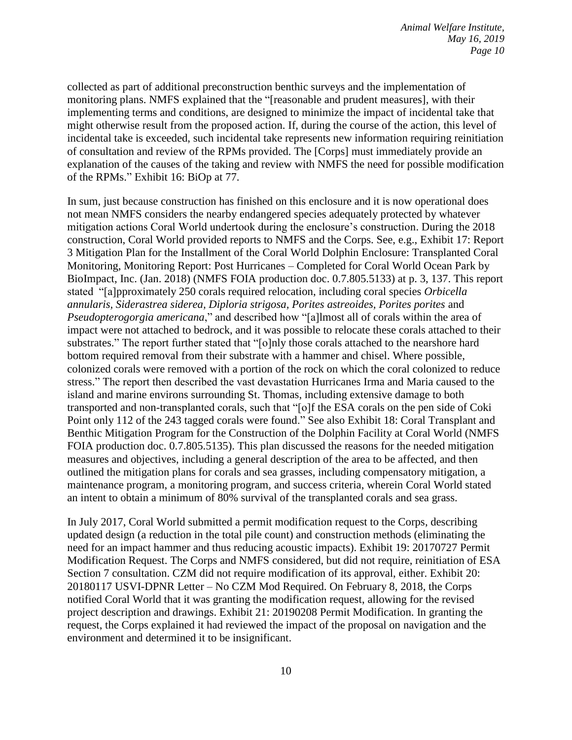collected as part of additional preconstruction benthic surveys and the implementation of monitoring plans. NMFS explained that the "[reasonable and prudent measures], with their implementing terms and conditions, are designed to minimize the impact of incidental take that might otherwise result from the proposed action. If, during the course of the action, this level of incidental take is exceeded, such incidental take represents new information requiring reinitiation of consultation and review of the RPMs provided. The [Corps] must immediately provide an explanation of the causes of the taking and review with NMFS the need for possible modification of the RPMs." Exhibit 16: BiOp at 77.

In sum, just because construction has finished on this enclosure and it is now operational does not mean NMFS considers the nearby endangered species adequately protected by whatever mitigation actions Coral World undertook during the enclosure's construction. During the 2018 construction, Coral World provided reports to NMFS and the Corps. See, e.g., Exhibit 17: Report 3 Mitigation Plan for the Installment of the Coral World Dolphin Enclosure: Transplanted Coral Monitoring, Monitoring Report: Post Hurricanes – Completed for Coral World Ocean Park by BioImpact, Inc. (Jan. 2018) (NMFS FOIA production doc. 0.7.805.5133) at p. 3, 137. This report stated "[a]pproximately 250 corals required relocation, including coral species *Orbicella annularis, Siderastrea siderea, Diploria strigosa, Porites astreoides, Porites porites* and *Pseudopterogorgia americana*," and described how "[a]lmost all of corals within the area of impact were not attached to bedrock, and it was possible to relocate these corals attached to their substrates." The report further stated that "[o]nly those corals attached to the nearshore hard bottom required removal from their substrate with a hammer and chisel. Where possible, colonized corals were removed with a portion of the rock on which the coral colonized to reduce stress." The report then described the vast devastation Hurricanes Irma and Maria caused to the island and marine environs surrounding St. Thomas, including extensive damage to both transported and non-transplanted corals, such that "[o]f the ESA corals on the pen side of Coki Point only 112 of the 243 tagged corals were found." See also Exhibit 18: Coral Transplant and Benthic Mitigation Program for the Construction of the Dolphin Facility at Coral World (NMFS FOIA production doc. 0.7.805.5135). This plan discussed the reasons for the needed mitigation measures and objectives, including a general description of the area to be affected, and then outlined the mitigation plans for corals and sea grasses, including compensatory mitigation, a maintenance program, a monitoring program, and success criteria, wherein Coral World stated an intent to obtain a minimum of 80% survival of the transplanted corals and sea grass.

In July 2017, Coral World submitted a permit modification request to the Corps, describing updated design (a reduction in the total pile count) and construction methods (eliminating the need for an impact hammer and thus reducing acoustic impacts). Exhibit 19: 20170727 Permit Modification Request. The Corps and NMFS considered, but did not require, reinitiation of ESA Section 7 consultation. CZM did not require modification of its approval, either. Exhibit 20: 20180117 USVI-DPNR Letter – No CZM Mod Required. On February 8, 2018, the Corps notified Coral World that it was granting the modification request, allowing for the revised project description and drawings. Exhibit 21: 20190208 Permit Modification. In granting the request, the Corps explained it had reviewed the impact of the proposal on navigation and the environment and determined it to be insignificant.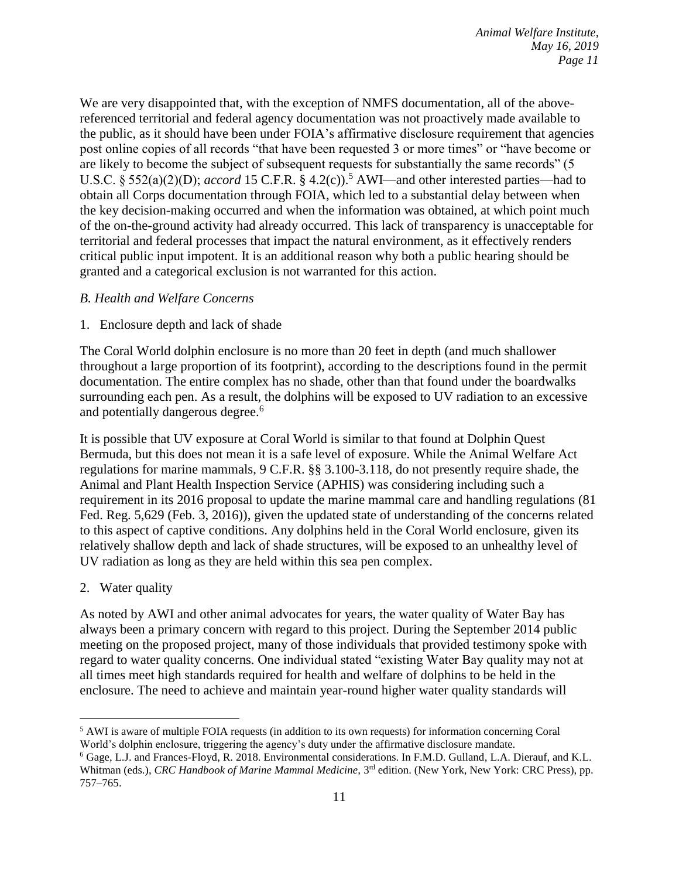We are very disappointed that, with the exception of NMFS documentation, all of the above-referenced territorial and federal agency documentation was not proactively made available to the public, as it should have been under FOIA's affirmative disclosure requirement that agencies post online copies of all records "that have been requested 3 or more times" or "have become or are likely to become the subject of subsequent requests for substantially the same records" (5 U.S.C. § 552(a)(2)(D); *accord* 15 C.F.R. § 4.2(c)).[5] AWI—and other interested parties—had to obtain all Corps documentation through FOIA, which led to a substantial delay between when the key decision-making occurred and when the information was obtained, at which point much of the on-the-ground activity had already occurred. This lack of transparency is unacceptable for territorial and federal processes that impact the natural environment, as it effectively renders critical public input impotent. It is an additional reason why both a public hearing should be granted and a categorical exclusion is not warranted for this action.

*B. Health and Welfare Concerns*

1. Enclosure depth and lack of shade

The Coral World dolphin enclosure is no more than 20 feet in depth (and much shallower throughout a large proportion of its footprint), according to the descriptions found in the permit documentation. The entire complex has no shade, other than that found under the boardwalks surrounding each pen. As a result, the dolphins will be exposed to UV radiation to an excessive and potentially dangerous degree.[6]

It is possible that UV exposure at Coral World is similar to that found at Dolphin Quest Bermuda, but this does not mean it is a safe level of exposure. While the Animal Welfare Act regulations for marine mammals, 9 C.F.R. §§ 3.100-3.118, do not presently require shade, the Animal and Plant Health Inspection Service (APHIS) was considering including such a requirement in its 2016 proposal to update the marine mammal care and handling regulations (81 Fed. Reg. 5,629 (Feb. 3, 2016)), given the updated state of understanding of the concerns related to this aspect of captive conditions. Any dolphins held in the Coral World enclosure, given its relatively shallow depth and lack of shade structures, will be exposed to an unhealthy level of UV radiation as long as they are held within this sea pen complex.

2. Water quality

As noted by AWI and other animal advocates for years, the water quality of Water Bay has always been a primary concern with regard to this project. During the September 2014 public meeting on the proposed project, many of those individuals that provided testimony spoke with regard to water quality concerns. One individual stated "existing Water Bay quality may not at all times meet high standards required for health and welfare of dolphins to be held in the enclosure. The need to achieve and maintain year-round higher water quality standards will

---

[5] AWI is aware of multiple FOIA requests (in addition to its own requests) for information concerning Coral World's dolphin enclosure, triggering the agency's duty under the affirmative disclosure mandate.

[6] Gage, L.J. and Frances-Floyd, R. 2018. Environmental considerations. In F.M.D. Gulland, L.A. Dierauf, and K.L. Whitman (eds.), *CRC Handbook of Marine Mammal Medicine,* 3rd edition. (New York, New York: CRC Press), pp. 757–765.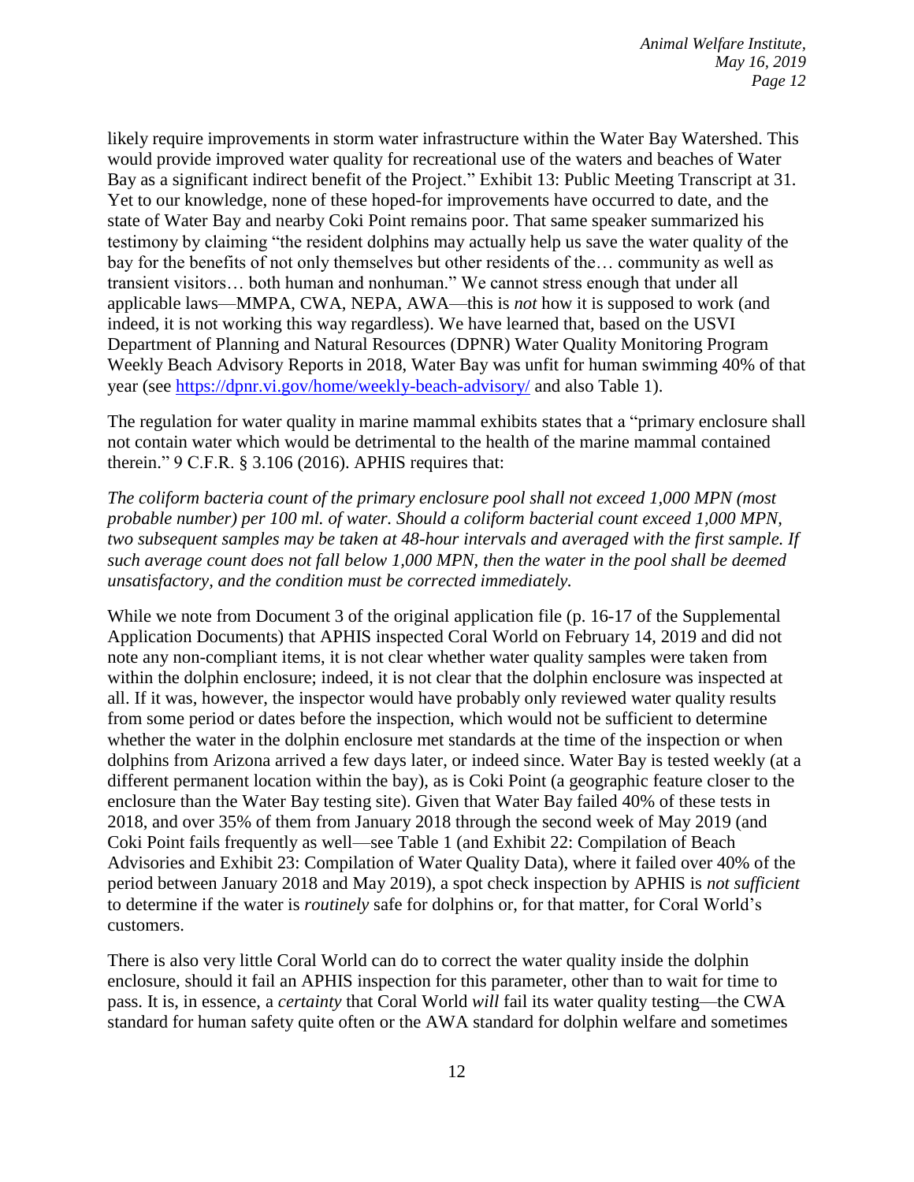likely require improvements in storm water infrastructure within the Water Bay Watershed. This would provide improved water quality for recreational use of the waters and beaches of Water Bay as a significant indirect benefit of the Project." Exhibit 13: Public Meeting Transcript at 31. Yet to our knowledge, none of these hoped-for improvements have occurred to date, and the state of Water Bay and nearby Coki Point remains poor. That same speaker summarized his testimony by claiming "the resident dolphins may actually help us save the water quality of the bay for the benefits of not only themselves but other residents of the… community as well as transient visitors… both human and nonhuman." We cannot stress enough that under all applicable laws—MMPA, CWA, NEPA, AWA—this is *not* how it is supposed to work (and indeed, it is not working this way regardless). We have learned that, based on the USVI Department of Planning and Natural Resources (DPNR) Water Quality Monitoring Program Weekly Beach Advisory Reports in 2018, Water Bay was unfit for human swimming 40% of that year (see https://dpnr.vi.gov/home/weekly-beach-advisory/ and also Table 1).

The regulation for water quality in marine mammal exhibits states that a "primary enclosure shall not contain water which would be detrimental to the health of the marine mammal contained therein." 9 C.F.R. § 3.106 (2016). APHIS requires that:

*The coliform bacteria count of the primary enclosure pool shall not exceed 1,000 MPN (most probable number) per 100 ml. of water. Should a coliform bacterial count exceed 1,000 MPN, two subsequent samples may be taken at 48-hour intervals and averaged with the first sample. If such average count does not fall below 1,000 MPN, then the water in the pool shall be deemed unsatisfactory, and the condition must be corrected immediately.*

While we note from Document 3 of the original application file (p. 16-17 of the Supplemental Application Documents) that APHIS inspected Coral World on February 14, 2019 and did not note any non-compliant items, it is not clear whether water quality samples were taken from within the dolphin enclosure; indeed, it is not clear that the dolphin enclosure was inspected at all. If it was, however, the inspector would have probably only reviewed water quality results from some period or dates before the inspection, which would not be sufficient to determine whether the water in the dolphin enclosure met standards at the time of the inspection or when dolphins from Arizona arrived a few days later, or indeed since. Water Bay is tested weekly (at a different permanent location within the bay), as is Coki Point (a geographic feature closer to the enclosure than the Water Bay testing site). Given that Water Bay failed 40% of these tests in 2018, and over 35% of them from January 2018 through the second week of May 2019 (and Coki Point fails frequently as well—see Table 1 (and Exhibit 22: Compilation of Beach Advisories and Exhibit 23: Compilation of Water Quality Data), where it failed over 40% of the period between January 2018 and May 2019), a spot check inspection by APHIS is *not sufficient* to determine if the water is *routinely* safe for dolphins or, for that matter, for Coral World's customers.

There is also very little Coral World can do to correct the water quality inside the dolphin enclosure, should it fail an APHIS inspection for this parameter, other than to wait for time to pass. It is, in essence, a *certainty* that Coral World *will* fail its water quality testing—the CWA standard for human safety quite often or the AWA standard for dolphin welfare and sometimes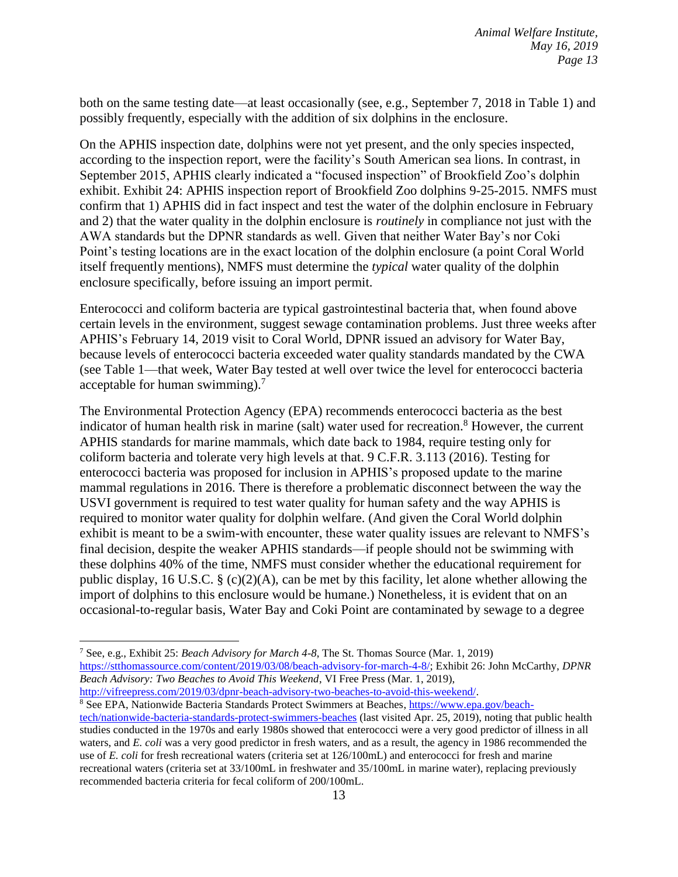both on the same testing date—at least occasionally (see, e.g., September 7, 2018 in Table 1) and possibly frequently, especially with the addition of six dolphins in the enclosure.

On the APHIS inspection date, dolphins were not yet present, and the only species inspected, according to the inspection report, were the facility's South American sea lions. In contrast, in September 2015, APHIS clearly indicated a "focused inspection" of Brookfield Zoo's dolphin exhibit. Exhibit 24: APHIS inspection report of Brookfield Zoo dolphins 9-25-2015. NMFS must confirm that 1) APHIS did in fact inspect and test the water of the dolphin enclosure in February and 2) that the water quality in the dolphin enclosure is *routinely* in compliance not just with the AWA standards but the DPNR standards as well. Given that neither Water Bay's nor Coki Point's testing locations are in the exact location of the dolphin enclosure (a point Coral World itself frequently mentions), NMFS must determine the *typical* water quality of the dolphin enclosure specifically, before issuing an import permit.

Enterococci and coliform bacteria are typical gastrointestinal bacteria that, when found above certain levels in the environment, suggest sewage contamination problems. Just three weeks after APHIS's February 14, 2019 visit to Coral World, DPNR issued an advisory for Water Bay, because levels of enterococci bacteria exceeded water quality standards mandated by the CWA (see Table 1—that week, Water Bay tested at well over twice the level for enterococci bacteria acceptable for human swimming).[7]

The Environmental Protection Agency (EPA) recommends enterococci bacteria as the best indicator of human health risk in marine (salt) water used for recreation.[8] However, the current APHIS standards for marine mammals, which date back to 1984, require testing only for coliform bacteria and tolerate very high levels at that. 9 C.F.R. 3.113 (2016). Testing for enterococci bacteria was proposed for inclusion in APHIS's proposed update to the marine mammal regulations in 2016. There is therefore a problematic disconnect between the way the USVI government is required to test water quality for human safety and the way APHIS is required to monitor water quality for dolphin welfare. (And given the Coral World dolphin exhibit is meant to be a swim-with encounter, these water quality issues are relevant to NMFS's final decision, despite the weaker APHIS standards—if people should not be swimming with these dolphins 40% of the time, NMFS must consider whether the educational requirement for public display, 16 U.S.C. § (c)(2)(A), can be met by this facility, let alone whether allowing the import of dolphins to this enclosure would be humane.) Nonetheless, it is evident that on an occasional-to-regular basis, Water Bay and Coki Point are contaminated by sewage to a degree

---

[7] See, e.g., Exhibit 25: *Beach Advisory for March 4-8*, The St. Thomas Source (Mar. 1, 2019) https://stthomassource.com/content/2019/03/08/beach-advisory-for-march-4-8/; Exhibit 26: John McCarthy, *DPNR Beach Advisory: Two Beaches to Avoid This Weekend*, VI Free Press (Mar. 1, 2019), http://vifreepress.com/2019/03/dpnr-beach-advisory-two-beaches-to-avoid-this-weekend/.

[8] See EPA, Nationwide Bacteria Standards Protect Swimmers at Beaches, https://www.epa.gov/beach-tech/nationwide-bacteria-standards-protect-swimmers-beaches (last visited Apr. 25, 2019), noting that public health studies conducted in the 1970s and early 1980s showed that enterococci were a very good predictor of illness in all waters, and *E. coli* was a very good predictor in fresh waters, and as a result, the agency in 1986 recommended the use of *E. coli* for fresh recreational waters (criteria set at 126/100mL) and enterococci for fresh and marine recreational waters (criteria set at 33/100mL in freshwater and 35/100mL in marine water), replacing previously recommended bacteria criteria for fecal coliform of 200/100mL.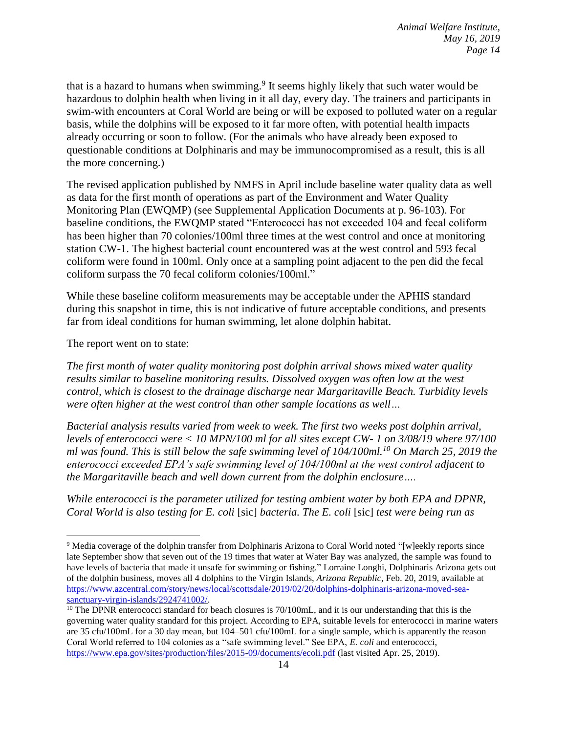that is a hazard to humans when swimming.[9] It seems highly likely that such water would be hazardous to dolphin health when living in it all day, every day. The trainers and participants in swim-with encounters at Coral World are being or will be exposed to polluted water on a regular basis, while the dolphins will be exposed to it far more often, with potential health impacts already occurring or soon to follow. (For the animals who have already been exposed to questionable conditions at Dolphinaris and may be immunocompromised as a result, this is all the more concerning.)

The revised application published by NMFS in April include baseline water quality data as well as data for the first month of operations as part of the Environment and Water Quality Monitoring Plan (EWQMP) (see Supplemental Application Documents at p. 96-103). For baseline conditions, the EWQMP stated "Enterococci has not exceeded 104 and fecal coliform has been higher than 70 colonies/100ml three times at the west control and once at monitoring station CW-1. The highest bacterial count encountered was at the west control and 593 fecal coliform were found in 100ml. Only once at a sampling point adjacent to the pen did the fecal coliform surpass the 70 fecal coliform colonies/100ml."

While these baseline coliform measurements may be acceptable under the APHIS standard during this snapshot in time, this is not indicative of future acceptable conditions, and presents far from ideal conditions for human swimming, let alone dolphin habitat.

The report went on to state:

*The first month of water quality monitoring post dolphin arrival shows mixed water quality results similar to baseline monitoring results. Dissolved oxygen was often low at the west control, which is closest to the drainage discharge near Margaritaville Beach. Turbidity levels were often higher at the west control than other sample locations as well…*

*Bacterial analysis results varied from week to week. The first two weeks post dolphin arrival, levels of enterococci were < 10 MPN/100 ml for all sites except CW- 1 on 3/08/19 where 97/100 ml was found. This is still below the safe swimming level of 104/100ml.*[10] *On March 25, 2019 the enterococci exceeded EPA's safe swimming level of 104/100ml at the west control adjacent to the Margaritaville beach and well down current from the dolphin enclosure….*

*While enterococci is the parameter utilized for testing ambient water by both EPA and DPNR, Coral World is also testing for E. coli* [sic] *bacteria. The E. coli* [sic] *test were being run as*

---

[9] Media coverage of the dolphin transfer from Dolphinaris Arizona to Coral World noted "[w]eekly reports since late September show that seven out of the 19 times that water at Water Bay was analyzed, the sample was found to have levels of bacteria that made it unsafe for swimming or fishing." Lorraine Longhi, Dolphinaris Arizona gets out of the dolphin business, moves all 4 dolphins to the Virgin Islands, *Arizona Republic*, Feb. 20, 2019, available at https://www.azcentral.com/story/news/local/scottsdale/2019/02/20/dolphins-dolphinaris-arizona-moved-sea-sanctuary-virgin-islands/2924741002/.

[10] The DPNR enterococci standard for beach closures is 70/100mL, and it is our understanding that this is the governing water quality standard for this project. According to EPA, suitable levels for enterococci in marine waters are 35 cfu/100mL for a 30 day mean, but 104–501 cfu/100mL for a single sample, which is apparently the reason Coral World referred to 104 colonies as a "safe swimming level." See EPA, *E. coli* and enterococci, https://www.epa.gov/sites/production/files/2015-09/documents/ecoli.pdf (last visited Apr. 25, 2019).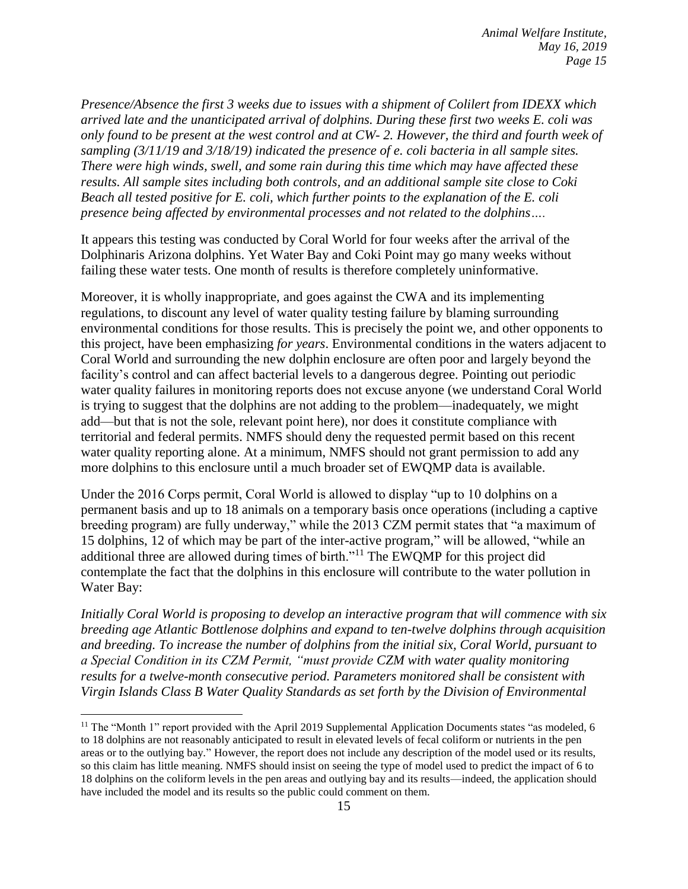*Presence/Absence the first 3 weeks due to issues with a shipment of Colilert from IDEXX which arrived late and the unanticipated arrival of dolphins. During these first two weeks E. coli was only found to be present at the west control and at CW- 2. However, the third and fourth week of sampling (3/11/19 and 3/18/19) indicated the presence of e. coli bacteria in all sample sites. There were high winds, swell, and some rain during this time which may have affected these results. All sample sites including both controls, and an additional sample site close to Coki Beach all tested positive for E. coli, which further points to the explanation of the E. coli presence being affected by environmental processes and not related to the dolphins….*

It appears this testing was conducted by Coral World for four weeks after the arrival of the Dolphinaris Arizona dolphins. Yet Water Bay and Coki Point may go many weeks without failing these water tests. One month of results is therefore completely uninformative.

Moreover, it is wholly inappropriate, and goes against the CWA and its implementing regulations, to discount any level of water quality testing failure by blaming surrounding environmental conditions for those results. This is precisely the point we, and other opponents to this project, have been emphasizing *for years*. Environmental conditions in the waters adjacent to Coral World and surrounding the new dolphin enclosure are often poor and largely beyond the facility's control and can affect bacterial levels to a dangerous degree. Pointing out periodic water quality failures in monitoring reports does not excuse anyone (we understand Coral World is trying to suggest that the dolphins are not adding to the problem—inadequately, we might add—but that is not the sole, relevant point here), nor does it constitute compliance with territorial and federal permits. NMFS should deny the requested permit based on this recent water quality reporting alone. At a minimum, NMFS should not grant permission to add any more dolphins to this enclosure until a much broader set of EWQMP data is available.

Under the 2016 Corps permit, Coral World is allowed to display "up to 10 dolphins on a permanent basis and up to 18 animals on a temporary basis once operations (including a captive breeding program) are fully underway," while the 2013 CZM permit states that "a maximum of 15 dolphins, 12 of which may be part of the inter-active program," will be allowed, "while an additional three are allowed during times of birth."[11] The EWQMP for this project did contemplate the fact that the dolphins in this enclosure will contribute to the water pollution in Water Bay:

*Initially Coral World is proposing to develop an interactive program that will commence with six breeding age Atlantic Bottlenose dolphins and expand to ten-twelve dolphins through acquisition and breeding. To increase the number of dolphins from the initial six, Coral World, pursuant to a Special Condition in its CZM Permit, "must provide CZM with water quality monitoring results for a twelve-month consecutive period. Parameters monitored shall be consistent with Virgin Islands Class B Water Quality Standards as set forth by the Division of Environmental*

---

[11] The "Month 1" report provided with the April 2019 Supplemental Application Documents states "as modeled, 6 to 18 dolphins are not reasonably anticipated to result in elevated levels of fecal coliform or nutrients in the pen areas or to the outlying bay." However, the report does not include any description of the model used or its results, so this claim has little meaning. NMFS should insist on seeing the type of model used to predict the impact of 6 to 18 dolphins on the coliform levels in the pen areas and outlying bay and its results—indeed, the application should have included the model and its results so the public could comment on them.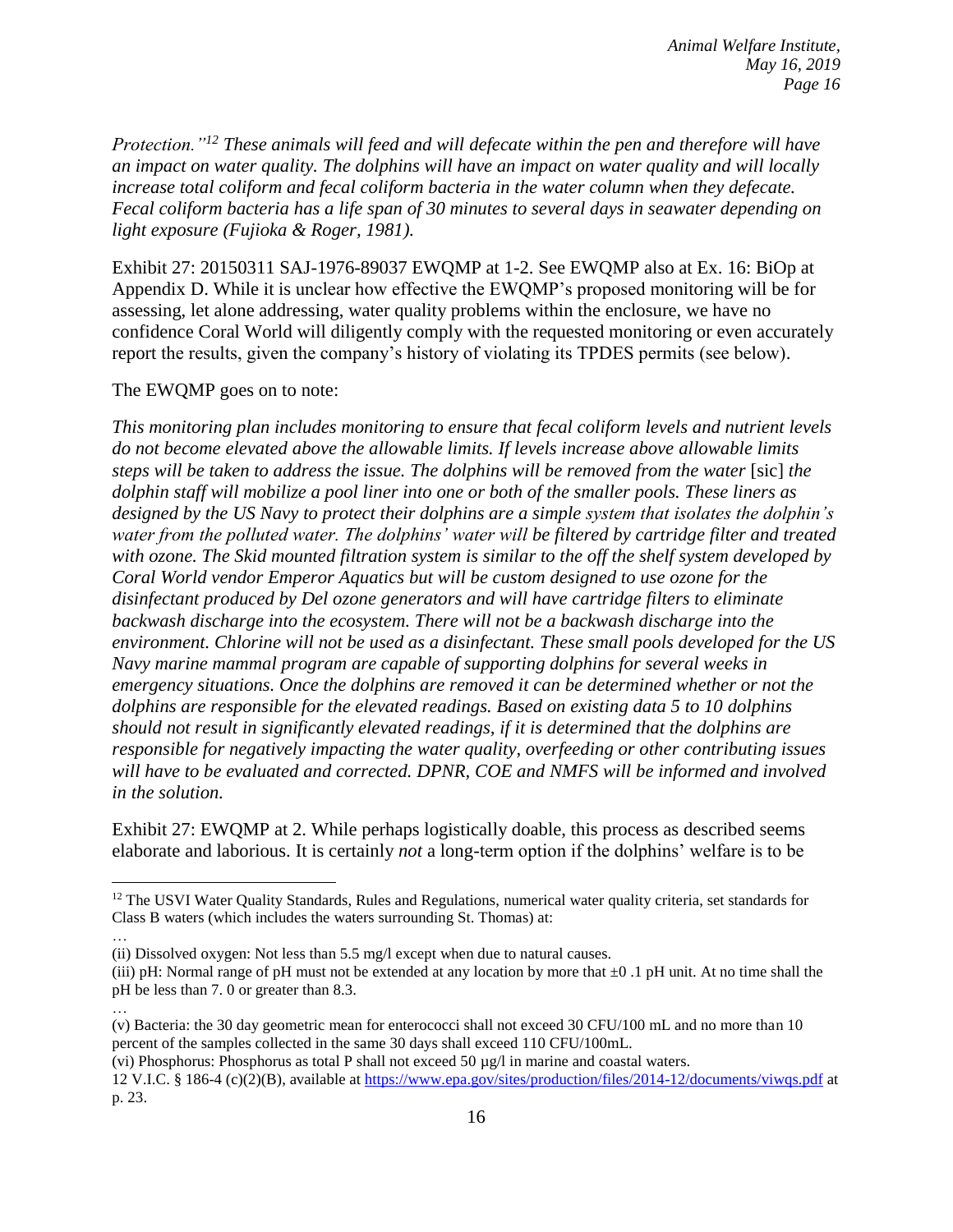*Protection."*[12] *These animals will feed and will defecate within the pen and therefore will have an impact on water quality. The dolphins will have an impact on water quality and will locally increase total coliform and fecal coliform bacteria in the water column when they defecate. Fecal coliform bacteria has a life span of 30 minutes to several days in seawater depending on light exposure (Fujioka & Roger, 1981).*

Exhibit 27: 20150311 SAJ-1976-89037 EWQMP at 1-2. See EWQMP also at Ex. 16: BiOp at Appendix D. While it is unclear how effective the EWQMP's proposed monitoring will be for assessing, let alone addressing, water quality problems within the enclosure, we have no confidence Coral World will diligently comply with the requested monitoring or even accurately report the results, given the company's history of violating its TPDES permits (see below).

The EWQMP goes on to note:

*This monitoring plan includes monitoring to ensure that fecal coliform levels and nutrient levels do not become elevated above the allowable limits. If levels increase above allowable limits steps will be taken to address the issue. The dolphins will be removed from the water* [sic] *the dolphin staff will mobilize a pool liner into one or both of the smaller pools. These liners as designed by the US Navy to protect their dolphins are a simple system that isolates the dolphin's water from the polluted water. The dolphins' water will be filtered by cartridge filter and treated with ozone. The Skid mounted filtration system is similar to the off the shelf system developed by Coral World vendor Emperor Aquatics but will be custom designed to use ozone for the disinfectant produced by Del ozone generators and will have cartridge filters to eliminate backwash discharge into the ecosystem. There will not be a backwash discharge into the environment. Chlorine will not be used as a disinfectant. These small pools developed for the US Navy marine mammal program are capable of supporting dolphins for several weeks in emergency situations. Once the dolphins are removed it can be determined whether or not the dolphins are responsible for the elevated readings. Based on existing data 5 to 10 dolphins should not result in significantly elevated readings, if it is determined that the dolphins are responsible for negatively impacting the water quality, overfeeding or other contributing issues will have to be evaluated and corrected. DPNR, COE and NMFS will be informed and involved in the solution.*

Exhibit 27: EWQMP at 2. While perhaps logistically doable, this process as described seems elaborate and laborious. It is certainly *not* a long-term option if the dolphins' welfare is to be

---

[12] The USVI Water Quality Standards, Rules and Regulations, numerical water quality criteria, set standards for Class B waters (which includes the waters surrounding St. Thomas) at:

…

(ii) Dissolved oxygen: Not less than 5.5 mg/l except when due to natural causes.

(iii) pH: Normal range of pH must not be extended at any location by more that ±0 .1 pH unit. At no time shall the pH be less than 7. 0 or greater than 8.3.

…

(v) Bacteria: the 30 day geometric mean for enterococci shall not exceed 30 CFU/100 mL and no more than 10 percent of the samples collected in the same 30 days shall exceed 110 CFU/100mL.

(vi) Phosphorus: Phosphorus as total P shall not exceed 50 µg/l in marine and coastal waters.

12 V.I.C. § 186-4 (c)(2)(B), available at https://www.epa.gov/sites/production/files/2014-12/documents/viwqs.pdf at p. 23.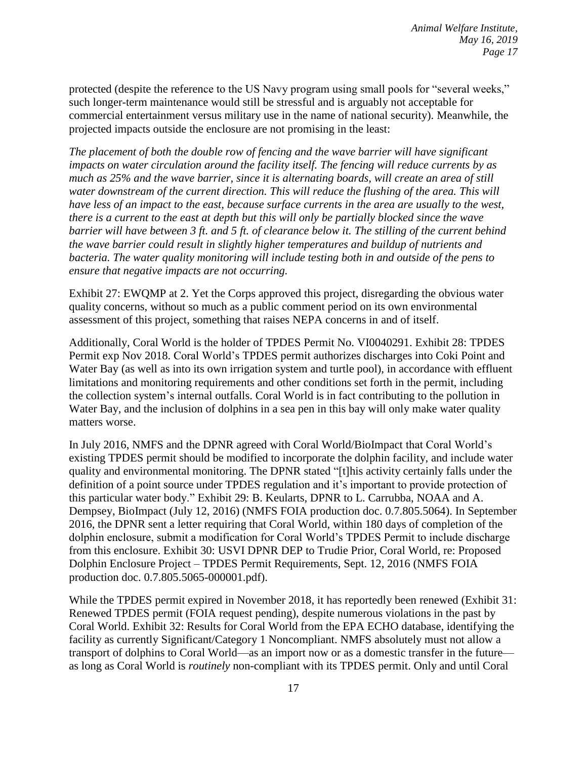protected (despite the reference to the US Navy program using small pools for "several weeks," such longer-term maintenance would still be stressful and is arguably not acceptable for commercial entertainment versus military use in the name of national security). Meanwhile, the projected impacts outside the enclosure are not promising in the least:

*The placement of both the double row of fencing and the wave barrier will have significant impacts on water circulation around the facility itself. The fencing will reduce currents by as much as 25% and the wave barrier, since it is alternating boards, will create an area of still water downstream of the current direction. This will reduce the flushing of the area. This will have less of an impact to the east, because surface currents in the area are usually to the west, there is a current to the east at depth but this will only be partially blocked since the wave barrier will have between 3 ft. and 5 ft. of clearance below it. The stilling of the current behind the wave barrier could result in slightly higher temperatures and buildup of nutrients and bacteria. The water quality monitoring will include testing both in and outside of the pens to ensure that negative impacts are not occurring.*

Exhibit 27: EWQMP at 2. Yet the Corps approved this project, disregarding the obvious water quality concerns, without so much as a public comment period on its own environmental assessment of this project, something that raises NEPA concerns in and of itself.

Additionally, Coral World is the holder of TPDES Permit No. VI0040291. Exhibit 28: TPDES Permit exp Nov 2018. Coral World's TPDES permit authorizes discharges into Coki Point and Water Bay (as well as into its own irrigation system and turtle pool), in accordance with effluent limitations and monitoring requirements and other conditions set forth in the permit, including the collection system's internal outfalls. Coral World is in fact contributing to the pollution in Water Bay, and the inclusion of dolphins in a sea pen in this bay will only make water quality matters worse.

In July 2016, NMFS and the DPNR agreed with Coral World/BioImpact that Coral World's existing TPDES permit should be modified to incorporate the dolphin facility, and include water quality and environmental monitoring. The DPNR stated "[t]his activity certainly falls under the definition of a point source under TPDES regulation and it's important to provide protection of this particular water body." Exhibit 29: B. Keularts, DPNR to L. Carrubba, NOAA and A. Dempsey, BioImpact (July 12, 2016) (NMFS FOIA production doc. 0.7.805.5064). In September 2016, the DPNR sent a letter requiring that Coral World, within 180 days of completion of the dolphin enclosure, submit a modification for Coral World's TPDES Permit to include discharge from this enclosure. Exhibit 30: USVI DPNR DEP to Trudie Prior, Coral World, re: Proposed Dolphin Enclosure Project – TPDES Permit Requirements, Sept. 12, 2016 (NMFS FOIA production doc. 0.7.805.5065-000001.pdf).

While the TPDES permit expired in November 2018, it has reportedly been renewed (Exhibit 31: Renewed TPDES permit (FOIA request pending), despite numerous violations in the past by Coral World. Exhibit 32: Results for Coral World from the EPA ECHO database, identifying the facility as currently Significant/Category 1 Noncompliant. NMFS absolutely must not allow a transport of dolphins to Coral World—as an import now or as a domestic transfer in the future—as long as Coral World is *routinely* non-compliant with its TPDES permit. Only and until Coral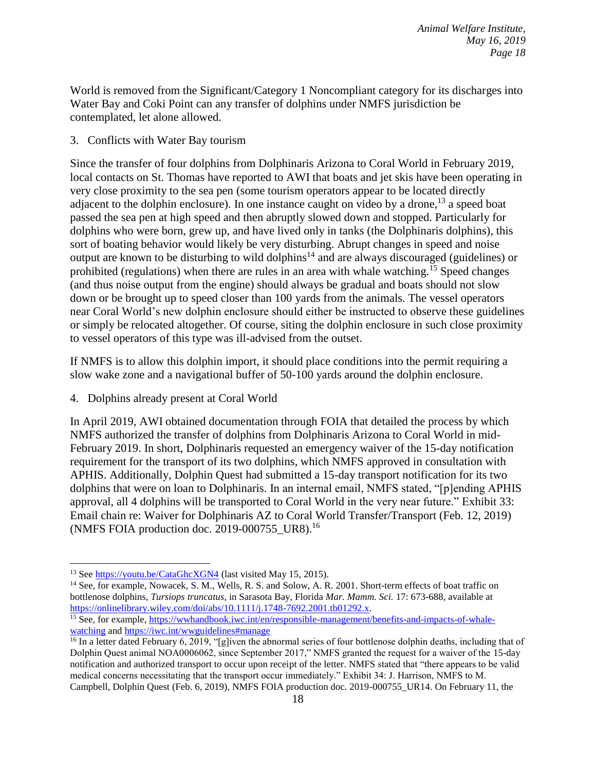World is removed from the Significant/Category 1 Noncompliant category for its discharges into Water Bay and Coki Point can any transfer of dolphins under NMFS jurisdiction be contemplated, let alone allowed.

3. Conflicts with Water Bay tourism

Since the transfer of four dolphins from Dolphinaris Arizona to Coral World in February 2019, local contacts on St. Thomas have reported to AWI that boats and jet skis have been operating in very close proximity to the sea pen (some tourism operators appear to be located directly adjacent to the dolphin enclosure). In one instance caught on video by a drone,[13] a speed boat passed the sea pen at high speed and then abruptly slowed down and stopped. Particularly for dolphins who were born, grew up, and have lived only in tanks (the Dolphinaris dolphins), this sort of boating behavior would likely be very disturbing. Abrupt changes in speed and noise output are known to be disturbing to wild dolphins[14] and are always discouraged (guidelines) or prohibited (regulations) when there are rules in an area with whale watching.[15] Speed changes (and thus noise output from the engine) should always be gradual and boats should not slow down or be brought up to speed closer than 100 yards from the animals. The vessel operators near Coral World's new dolphin enclosure should either be instructed to observe these guidelines or simply be relocated altogether. Of course, siting the dolphin enclosure in such close proximity to vessel operators of this type was ill-advised from the outset.

If NMFS is to allow this dolphin import, it should place conditions into the permit requiring a slow wake zone and a navigational buffer of 50-100 yards around the dolphin enclosure.

4. Dolphins already present at Coral World

In April 2019, AWI obtained documentation through FOIA that detailed the process by which NMFS authorized the transfer of dolphins from Dolphinaris Arizona to Coral World in mid-February 2019. In short, Dolphinaris requested an emergency waiver of the 15-day notification requirement for the transport of its two dolphins, which NMFS approved in consultation with APHIS. Additionally, Dolphin Quest had submitted a 15-day transport notification for its two dolphins that were on loan to Dolphinaris. In an internal email, NMFS stated, "[p]ending APHIS approval, all 4 dolphins will be transported to Coral World in the very near future." Exhibit 33: Email chain re: Waiver for Dolphinaris AZ to Coral World Transfer/Transport (Feb. 12, 2019) (NMFS FOIA production doc. 2019-000755_UR8).[16]

---

[13] See https://youtu.be/CataGhcXGN4 (last visited May 15, 2015).

[14] See, for example, Nowacek, S. M., Wells, R. S. and Solow, A. R. 2001. Short-term effects of boat traffic on bottlenose dolphins, *Tursiops truncatus,* in Sarasota Bay, Florida *Mar. Mamm. Sci.* 17: 673-688, available at https://onlinelibrary.wiley.com/doi/abs/10.1111/j.1748-7692.2001.tb01292.x.

[15] See, for example, https://wwhandbook.iwc.int/en/responsible-management/benefits-and-impacts-of-whale-watching and https://iwc.int/wwguidelines#manage

[16] In a letter dated February 6, 2019, "[g]iven the abnormal series of four bottlenose dolphin deaths, including that of Dolphin Quest animal NOA0006062, since September 2017," NMFS granted the request for a waiver of the 15-day notification and authorized transport to occur upon receipt of the letter. NMFS stated that "there appears to be valid medical concerns necessitating that the transport occur immediately." Exhibit 34: J. Harrison, NMFS to M. Campbell, Dolphin Quest (Feb. 6, 2019), NMFS FOIA production doc. 2019-000755_UR14. On February 11, the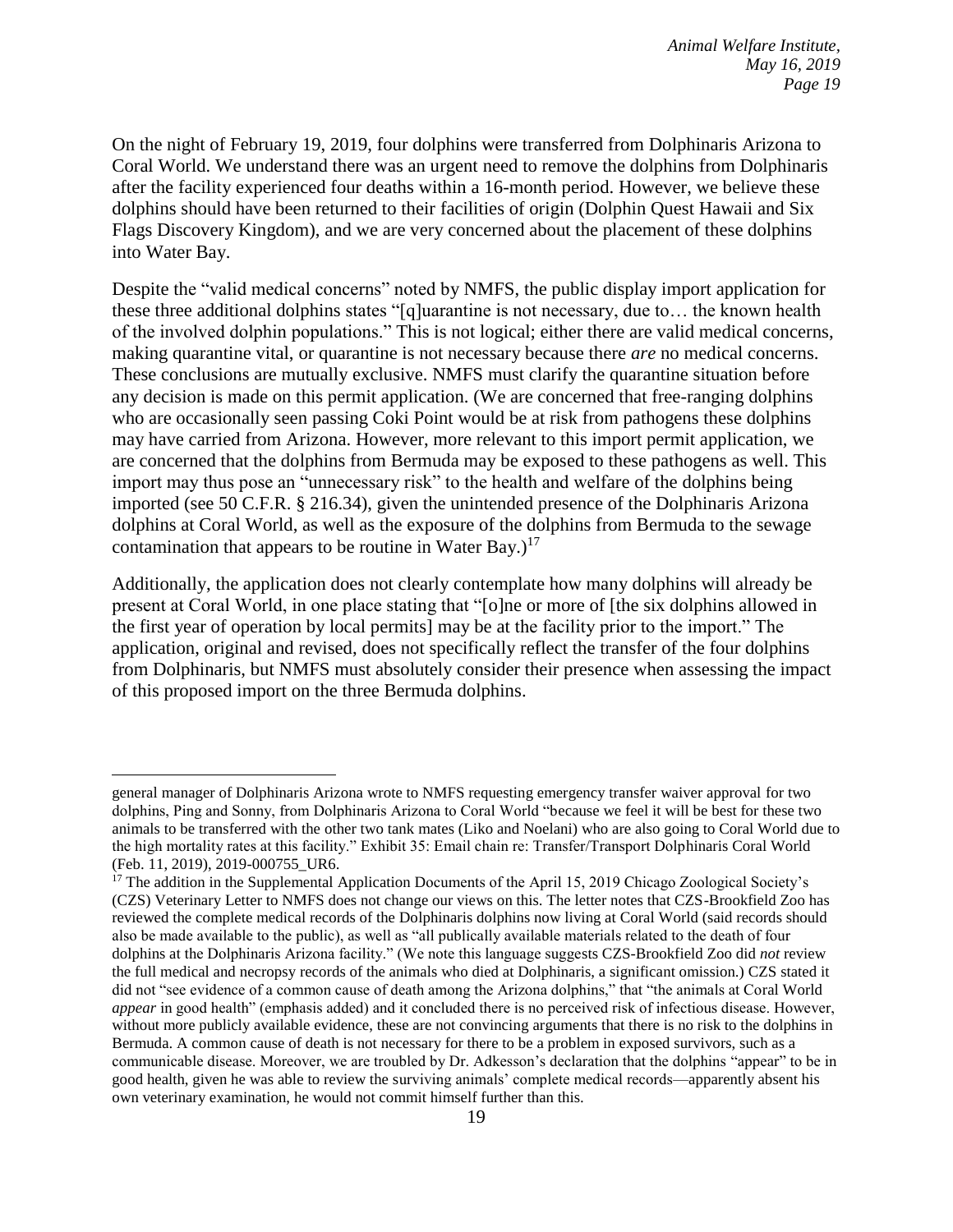On the night of February 19, 2019, four dolphins were transferred from Dolphinaris Arizona to Coral World. We understand there was an urgent need to remove the dolphins from Dolphinaris after the facility experienced four deaths within a 16-month period. However, we believe these dolphins should have been returned to their facilities of origin (Dolphin Quest Hawaii and Six Flags Discovery Kingdom), and we are very concerned about the placement of these dolphins into Water Bay.

Despite the "valid medical concerns" noted by NMFS, the public display import application for these three additional dolphins states "[q]uarantine is not necessary, due to… the known health of the involved dolphin populations." This is not logical; either there are valid medical concerns, making quarantine vital, or quarantine is not necessary because there *are* no medical concerns. These conclusions are mutually exclusive. NMFS must clarify the quarantine situation before any decision is made on this permit application. (We are concerned that free-ranging dolphins who are occasionally seen passing Coki Point would be at risk from pathogens these dolphins may have carried from Arizona. However, more relevant to this import permit application, we are concerned that the dolphins from Bermuda may be exposed to these pathogens as well. This import may thus pose an "unnecessary risk" to the health and welfare of the dolphins being imported (see 50 C.F.R. § 216.34), given the unintended presence of the Dolphinaris Arizona dolphins at Coral World, as well as the exposure of the dolphins from Bermuda to the sewage contamination that appears to be routine in Water Bay.)[17]

Additionally, the application does not clearly contemplate how many dolphins will already be present at Coral World, in one place stating that "[o]ne or more of [the six dolphins allowed in the first year of operation by local permits] may be at the facility prior to the import." The application, original and revised, does not specifically reflect the transfer of the four dolphins from Dolphinaris, but NMFS must absolutely consider their presence when assessing the impact of this proposed import on the three Bermuda dolphins.

---

general manager of Dolphinaris Arizona wrote to NMFS requesting emergency transfer waiver approval for two dolphins, Ping and Sonny, from Dolphinaris Arizona to Coral World "because we feel it will be best for these two animals to be transferred with the other two tank mates (Liko and Noelani) who are also going to Coral World due to the high mortality rates at this facility." Exhibit 35: Email chain re: Transfer/Transport Dolphinaris Coral World (Feb. 11, 2019), 2019-000755_UR6.

[17] The addition in the Supplemental Application Documents of the April 15, 2019 Chicago Zoological Society's (CZS) Veterinary Letter to NMFS does not change our views on this. The letter notes that CZS-Brookfield Zoo has reviewed the complete medical records of the Dolphinaris dolphins now living at Coral World (said records should also be made available to the public), as well as "all publically available materials related to the death of four dolphins at the Dolphinaris Arizona facility." (We note this language suggests CZS-Brookfield Zoo did *not* review the full medical and necropsy records of the animals who died at Dolphinaris, a significant omission.) CZS stated it did not "see evidence of a common cause of death among the Arizona dolphins," that "the animals at Coral World *appear* in good health" (emphasis added) and it concluded there is no perceived risk of infectious disease. However, without more publicly available evidence, these are not convincing arguments that there is no risk to the dolphins in Bermuda. A common cause of death is not necessary for there to be a problem in exposed survivors, such as a communicable disease. Moreover, we are troubled by Dr. Adkesson's declaration that the dolphins "appear" to be in good health, given he was able to review the surviving animals' complete medical records—apparently absent his own veterinary examination, he would not commit himself further than this.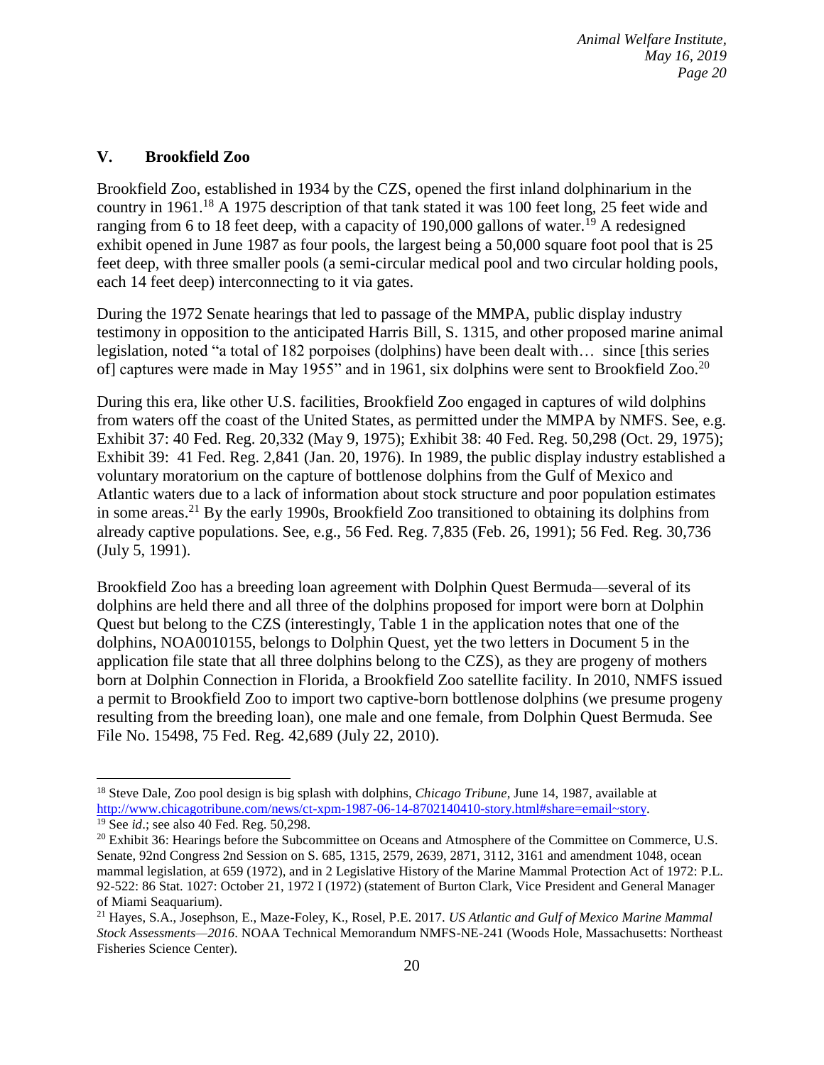## V. Brookfield Zoo

Brookfield Zoo, established in 1934 by the CZS, opened the first inland dolphinarium in the country in 1961.[18] A 1975 description of that tank stated it was 100 feet long, 25 feet wide and ranging from 6 to 18 feet deep, with a capacity of 190,000 gallons of water.[19] A redesigned exhibit opened in June 1987 as four pools, the largest being a 50,000 square foot pool that is 25 feet deep, with three smaller pools (a semi-circular medical pool and two circular holding pools, each 14 feet deep) interconnecting to it via gates.

During the 1972 Senate hearings that led to passage of the MMPA, public display industry testimony in opposition to the anticipated Harris Bill, S. 1315, and other proposed marine animal legislation, noted "a total of 182 porpoises (dolphins) have been dealt with… since [this series of] captures were made in May 1955" and in 1961, six dolphins were sent to Brookfield Zoo.[20]

During this era, like other U.S. facilities, Brookfield Zoo engaged in captures of wild dolphins from waters off the coast of the United States, as permitted under the MMPA by NMFS. See, e.g. Exhibit 37: 40 Fed. Reg. 20,332 (May 9, 1975); Exhibit 38: 40 Fed. Reg. 50,298 (Oct. 29, 1975); Exhibit 39: 41 Fed. Reg. 2,841 (Jan. 20, 1976). In 1989, the public display industry established a voluntary moratorium on the capture of bottlenose dolphins from the Gulf of Mexico and Atlantic waters due to a lack of information about stock structure and poor population estimates in some areas.[21] By the early 1990s, Brookfield Zoo transitioned to obtaining its dolphins from already captive populations. See, e.g., 56 Fed. Reg. 7,835 (Feb. 26, 1991); 56 Fed. Reg. 30,736 (July 5, 1991).

Brookfield Zoo has a breeding loan agreement with Dolphin Quest Bermuda—several of its dolphins are held there and all three of the dolphins proposed for import were born at Dolphin Quest but belong to the CZS (interestingly, Table 1 in the application notes that one of the dolphins, NOA0010155, belongs to Dolphin Quest, yet the two letters in Document 5 in the application file state that all three dolphins belong to the CZS), as they are progeny of mothers born at Dolphin Connection in Florida, a Brookfield Zoo satellite facility. In 2010, NMFS issued a permit to Brookfield Zoo to import two captive-born bottlenose dolphins (we presume progeny resulting from the breeding loan), one male and one female, from Dolphin Quest Bermuda. See File No. 15498, 75 Fed. Reg. 42,689 (July 22, 2010).

---

[18] Steve Dale, Zoo pool design is big splash with dolphins, *Chicago Tribune*, June 14, 1987, available at http://www.chicagotribune.com/news/ct-xpm-1987-06-14-8702140410-story.html#share=email~story.

[19] See *id*.; see also 40 Fed. Reg. 50,298.

[20] Exhibit 36: Hearings before the Subcommittee on Oceans and Atmosphere of the Committee on Commerce, U.S. Senate, 92nd Congress 2nd Session on S. 685, 1315, 2579, 2639, 2871, 3112, 3161 and amendment 1048, ocean mammal legislation, at 659 (1972), and in 2 Legislative History of the Marine Mammal Protection Act of 1972: P.L. 92-522: 86 Stat. 1027: October 21, 1972 I (1972) (statement of Burton Clark, Vice President and General Manager of Miami Seaquarium).

[21] Hayes, S.A., Josephson, E., Maze-Foley, K., Rosel, P.E. 2017. *US Atlantic and Gulf of Mexico Marine Mammal Stock Assessments—2016*. NOAA Technical Memorandum NMFS-NE-241 (Woods Hole, Massachusetts: Northeast Fisheries Science Center).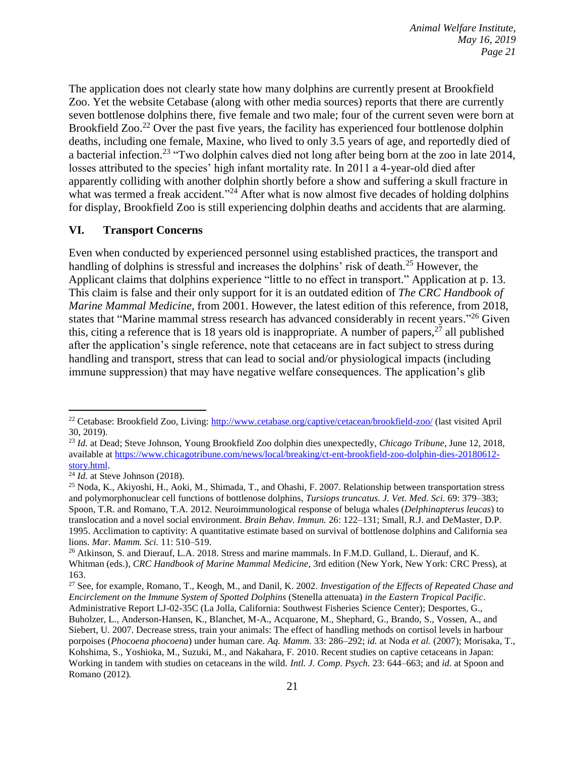The application does not clearly state how many dolphins are currently present at Brookfield Zoo. Yet the website Cetabase (along with other media sources) reports that there are currently seven bottlenose dolphins there, five female and two male; four of the current seven were born at Brookfield Zoo.[22] Over the past five years, the facility has experienced four bottlenose dolphin deaths, including one female, Maxine, who lived to only 3.5 years of age, and reportedly died of a bacterial infection.[23] "Two dolphin calves died not long after being born at the zoo in late 2014, losses attributed to the species' high infant mortality rate. In 2011 a 4-year-old died after apparently colliding with another dolphin shortly before a show and suffering a skull fracture in what was termed a freak accident."[24] After what is now almost five decades of holding dolphins for display, Brookfield Zoo is still experiencing dolphin deaths and accidents that are alarming.

## VI. Transport Concerns

Even when conducted by experienced personnel using established practices, the transport and handling of dolphins is stressful and increases the dolphins' risk of death.[25] However, the Applicant claims that dolphins experience "little to no effect in transport." Application at p. 13. This claim is false and their only support for it is an outdated edition of *The CRC Handbook of Marine Mammal Medicine*, from 2001. However, the latest edition of this reference, from 2018, states that "Marine mammal stress research has advanced considerably in recent years."[26] Given this, citing a reference that is 18 years old is inappropriate. A number of papers,[27] all published after the application's single reference, note that cetaceans are in fact subject to stress during handling and transport, stress that can lead to social and/or physiological impacts (including immune suppression) that may have negative welfare consequences. The application's glib

---

[22] Cetabase: Brookfield Zoo, Living: http://www.cetabase.org/captive/cetacean/brookfield-zoo/ (last visited April 30, 2019).

[23] *Id.* at Dead; Steve Johnson, Young Brookfield Zoo dolphin dies unexpectedly, *Chicago Tribune*, June 12, 2018, available at https://www.chicagotribune.com/news/local/breaking/ct-ent-brookfield-zoo-dolphin-dies-20180612-story.html.

[24] *Id.* at Steve Johnson (2018).

[25] Noda, K., Akiyoshi, H., Aoki, M., Shimada, T., and Ohashi, F. 2007. Relationship between transportation stress and polymorphonuclear cell functions of bottlenose dolphins, *Tursiops truncatus. J. Vet. Med. Sci.* 69: 379–383; Spoon, T.R. and Romano, T.A. 2012. Neuroimmunological response of beluga whales (*Delphinapterus leucas*) to translocation and a novel social environment. *Brain Behav. Immun.* 26: 122–131; Small, R.J. and DeMaster, D.P. 1995. Acclimation to captivity: A quantitative estimate based on survival of bottlenose dolphins and California sea lions. *Mar. Mamm. Sci.* 11: 510–519.

[26] Atkinson, S. and Dierauf, L.A. 2018. Stress and marine mammals. In F.M.D. Gulland, L. Dierauf, and K. Whitman (eds.), *CRC Handbook of Marine Mammal Medicine*, 3rd edition (New York, New York: CRC Press), at 163.

[27] See, for example, Romano, T., Keogh, M., and Danil, K. 2002. *Investigation of the Effects of Repeated Chase and Encirclement on the Immune System of Spotted Dolphins* (Stenella attenuata) *in the Eastern Tropical Pacific*. Administrative Report LJ-02-35C (La Jolla, California: Southwest Fisheries Science Center); Desportes, G., Buholzer, L., Anderson-Hansen, K., Blanchet, M-A., Acquarone, M., Shephard, G., Brando, S., Vossen, A., and Siebert, U. 2007. Decrease stress, train your animals: The effect of handling methods on cortisol levels in harbour porpoises (*Phocoena phocoena*) under human care. *Aq. Mamm.* 33: 286–292; *id.* at Noda *et al.* (2007); Morisaka, T., Kohshima, S., Yoshioka, M., Suzuki, M., and Nakahara, F. 2010. Recent studies on captive cetaceans in Japan: Working in tandem with studies on cetaceans in the wild. *Intl. J. Comp. Psych.* 23: 644–663; and *id.* at Spoon and Romano (2012).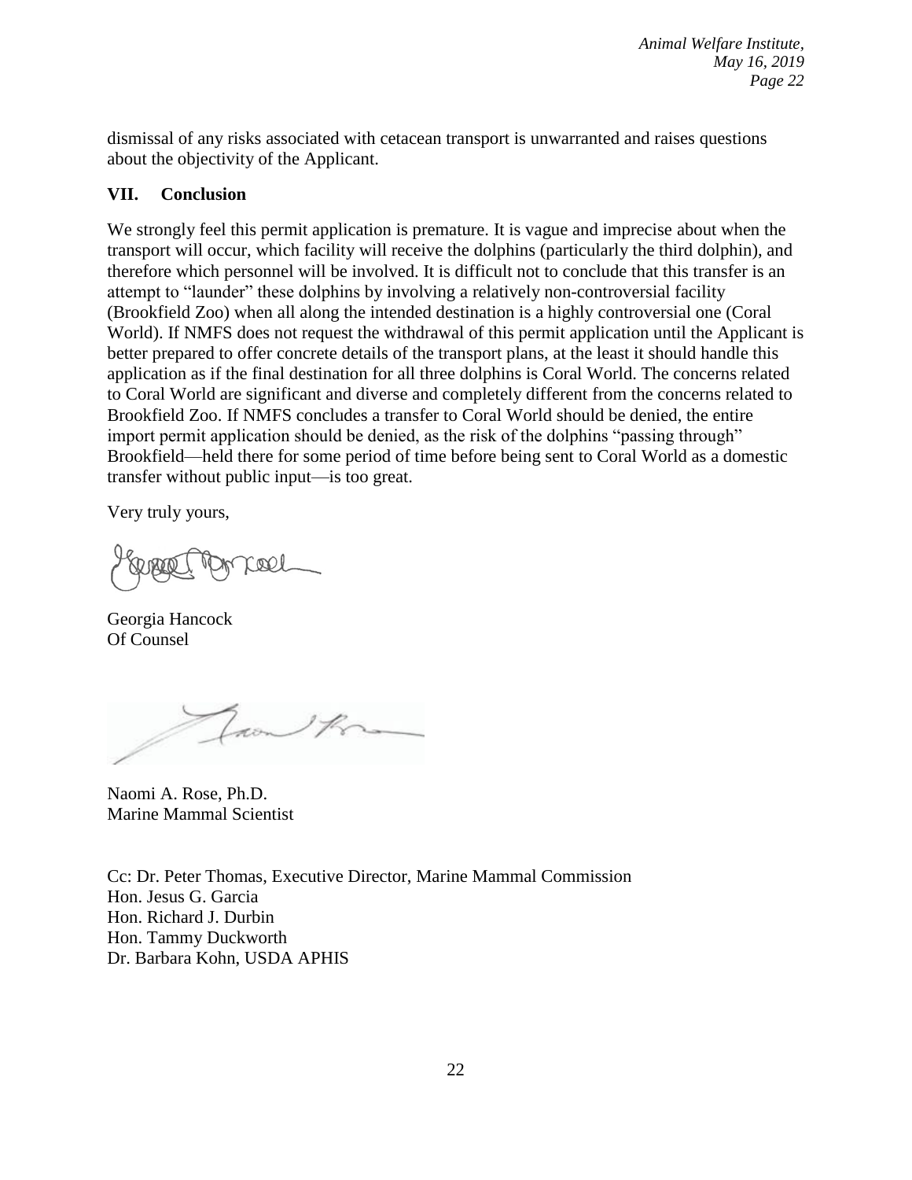dismissal of any risks associated with cetacean transport is unwarranted and raises questions about the objectivity of the Applicant.

## VII. Conclusion

We strongly feel this permit application is premature. It is vague and imprecise about when the transport will occur, which facility will receive the dolphins (particularly the third dolphin), and therefore which personnel will be involved. It is difficult not to conclude that this transfer is an attempt to "launder" these dolphins by involving a relatively non-controversial facility (Brookfield Zoo) when all along the intended destination is a highly controversial one (Coral World). If NMFS does not request the withdrawal of this permit application until the Applicant is better prepared to offer concrete details of the transport plans, at the least it should handle this application as if the final destination for all three dolphins is Coral World. The concerns related to Coral World are significant and diverse and completely different from the concerns related to Brookfield Zoo. If NMFS concludes a transfer to Coral World should be denied, the entire import permit application should be denied, as the risk of the dolphins "passing through" Brookfield—held there for some period of time before being sent to Coral World as a domestic transfer without public input—is too great.

Very truly yours,

Georgia Hancock
Of Counsel

Naomi A. Rose, Ph.D.
Marine Mammal Scientist

Cc: Dr. Peter Thomas, Executive Director, Marine Mammal Commission
Hon. Jesus G. Garcia
Hon. Richard J. Durbin
Hon. Tammy Duckworth
Dr. Barbara Kohn, USDA APHIS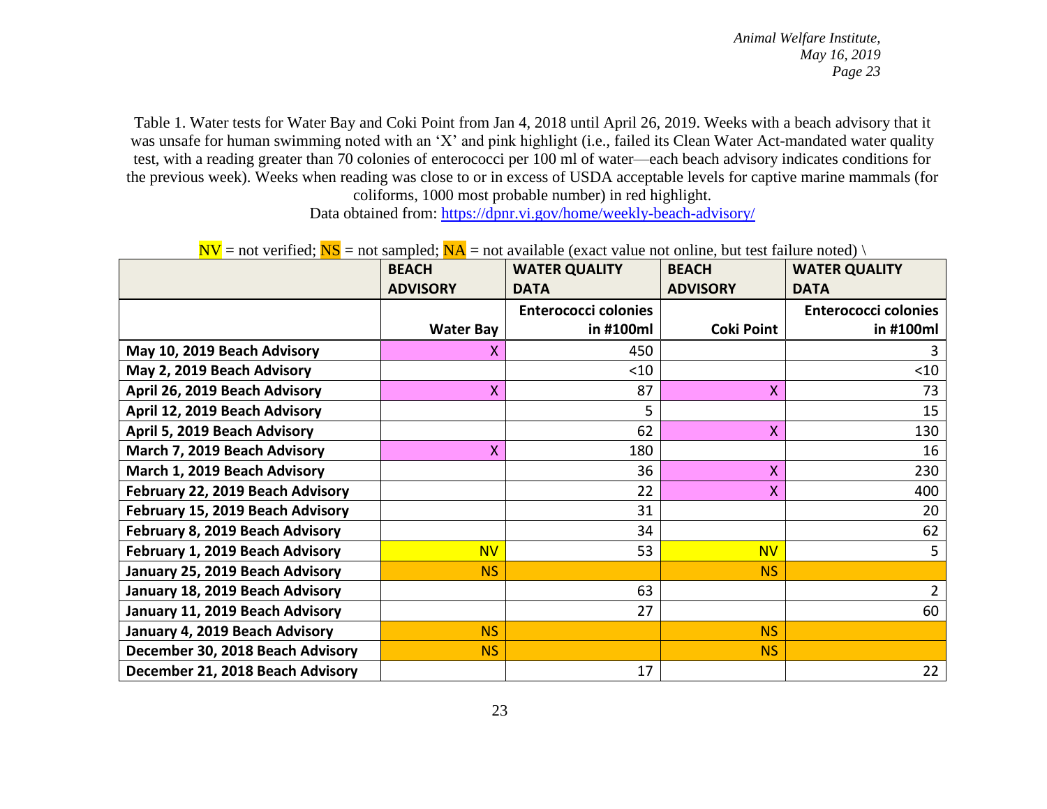Table 1. Water tests for Water Bay and Coki Point from Jan 4, 2018 until April 26, 2019. Weeks with a beach advisory that it was unsafe for human swimming noted with an 'X' and pink highlight (i.e., failed its Clean Water Act-mandated water quality test, with a reading greater than 70 colonies of enterococci per 100 ml of water—each beach advisory indicates conditions for the previous week). Weeks when reading was close to or in excess of USDA acceptable levels for captive marine mammals (for coliforms, 1000 most probable number) in red highlight.
Data obtained from: https://dpnr.vi.gov/home/weekly-beach-advisory/

NV = not verified; NS = not sampled; NA = not available (exact value not online, but test failure noted) \

| | BEACH ADVISORY | WATER QUALITY DATA | BEACH ADVISORY | WATER QUALITY DATA |
|---|---|---|---|---|
| | Water Bay | Enterococci colonies in #100ml | Coki Point | Enterococci colonies in #100ml |
| **May 10, 2019 Beach Advisory** | X | 450 | | 3 |
| **May 2, 2019 Beach Advisory** | | <10 | | <10 |
| **April 26, 2019 Beach Advisory** | X | 87 | X | 73 |
| **April 12, 2019 Beach Advisory** | | 5 | | 15 |
| **April 5, 2019 Beach Advisory** | | 62 | X | 130 |
| **March 7, 2019 Beach Advisory** | X | 180 | | 16 |
| **March 1, 2019 Beach Advisory** | | 36 | X | 230 |
| **February 22, 2019 Beach Advisory** | | 22 | X | 400 |
| **February 15, 2019 Beach Advisory** | | 31 | | 20 |
| **February 8, 2019 Beach Advisory** | | 34 | | 62 |
| **February 1, 2019 Beach Advisory** | NV | 53 | NV | 5 |
| **January 25, 2019 Beach Advisory** | NS | | NS | |
| **January 18, 2019 Beach Advisory** | | 63 | | 2 |
| **January 11, 2019 Beach Advisory** | | 27 | | 60 |
| **January 4, 2019 Beach Advisory** | NS | | NS | |
| **December 30, 2018 Beach Advisory** | NS | | NS | |
| **December 21, 2018 Beach Advisory** | | 17 | | 22 |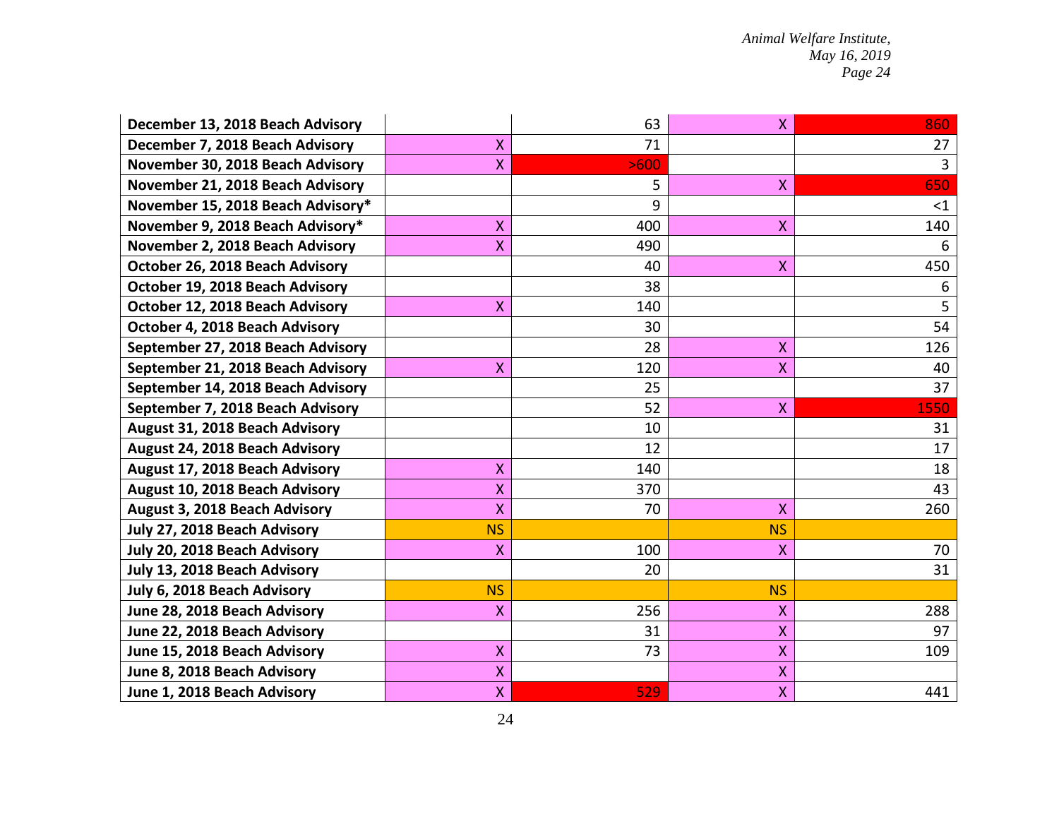| | | | | |
|---|---|---|---|---|
| **December 13, 2018 Beach Advisory** | | 63 | X | 860 |
| **December 7, 2018 Beach Advisory** | X | 71 | | 27 |
| **November 30, 2018 Beach Advisory** | X | >600 | | 3 |
| **November 21, 2018 Beach Advisory** | | 5 | X | 650 |
| **November 15, 2018 Beach Advisory*** | | 9 | | <1 |
| **November 9, 2018 Beach Advisory*** | X | 400 | X | 140 |
| **November 2, 2018 Beach Advisory** | X | 490 | | 6 |
| **October 26, 2018 Beach Advisory** | | 40 | X | 450 |
| **October 19, 2018 Beach Advisory** | | 38 | | 6 |
| **October 12, 2018 Beach Advisory** | X | 140 | | 5 |
| **October 4, 2018 Beach Advisory** | | 30 | | 54 |
| **September 27, 2018 Beach Advisory** | | 28 | X | 126 |
| **September 21, 2018 Beach Advisory** | X | 120 | X | 40 |
| **September 14, 2018 Beach Advisory** | | 25 | | 37 |
| **September 7, 2018 Beach Advisory** | | 52 | X | 1550 |
| **August 31, 2018 Beach Advisory** | | 10 | | 31 |
| **August 24, 2018 Beach Advisory** | | 12 | | 17 |
| **August 17, 2018 Beach Advisory** | X | 140 | | 18 |
| **August 10, 2018 Beach Advisory** | X | 370 | | 43 |
| **August 3, 2018 Beach Advisory** | X | 70 | X | 260 |
| **July 27, 2018 Beach Advisory** | NS | | NS | |
| **July 20, 2018 Beach Advisory** | X | 100 | X | 70 |
| **July 13, 2018 Beach Advisory** | | 20 | | 31 |
| **July 6, 2018 Beach Advisory** | NS | | NS | |
| **June 28, 2018 Beach Advisory** | X | 256 | X | 288 |
| **June 22, 2018 Beach Advisory** | | 31 | X | 97 |
| **June 15, 2018 Beach Advisory** | X | 73 | X | 109 |
| **June 8, 2018 Beach Advisory** | X | | X | |
| **June 1, 2018 Beach Advisory** | X | 529 | X | 441 |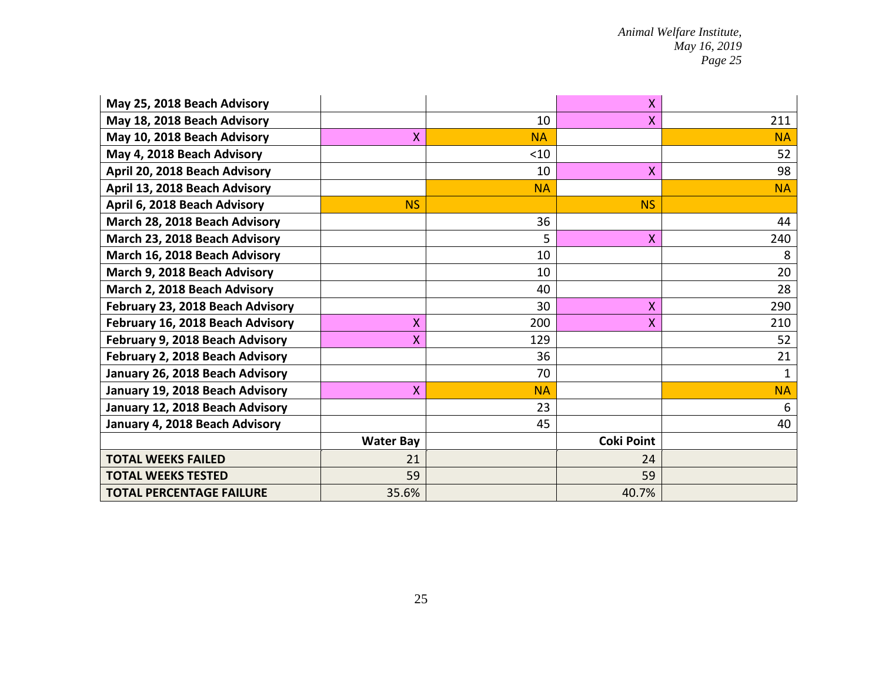| | | | | |
|---|---|---|---|---|
| **May 25, 2018 Beach Advisory** | | | X | |
| **May 18, 2018 Beach Advisory** | | 10 | X | 211 |
| **May 10, 2018 Beach Advisory** | X | NA | | NA |
| **May 4, 2018 Beach Advisory** | | <10 | | 52 |
| **April 20, 2018 Beach Advisory** | | 10 | X | 98 |
| **April 13, 2018 Beach Advisory** | | NA | | NA |
| **April 6, 2018 Beach Advisory** | NS | | NS | |
| **March 28, 2018 Beach Advisory** | | 36 | | 44 |
| **March 23, 2018 Beach Advisory** | | 5 | X | 240 |
| **March 16, 2018 Beach Advisory** | | 10 | | 8 |
| **March 9, 2018 Beach Advisory** | | 10 | | 20 |
| **March 2, 2018 Beach Advisory** | | 40 | | 28 |
| **February 23, 2018 Beach Advisory** | | 30 | X | 290 |
| **February 16, 2018 Beach Advisory** | X | 200 | X | 210 |
| **February 9, 2018 Beach Advisory** | X | 129 | | 52 |
| **February 2, 2018 Beach Advisory** | | 36 | | 21 |
| **January 26, 2018 Beach Advisory** | | 70 | | 1 |
| **January 19, 2018 Beach Advisory** | X | NA | | NA |
| **January 12, 2018 Beach Advisory** | | 23 | | 6 |
| **January 4, 2018 Beach Advisory** | | 45 | | 40 |
| | **Water Bay** | | **Coki Point** | |
| **TOTAL WEEKS FAILED** | 21 | | 24 | |
| **TOTAL WEEKS TESTED** | 59 | | 59 | |
| **TOTAL PERCENTAGE FAILURE** | 35.6% | | 40.7% | |